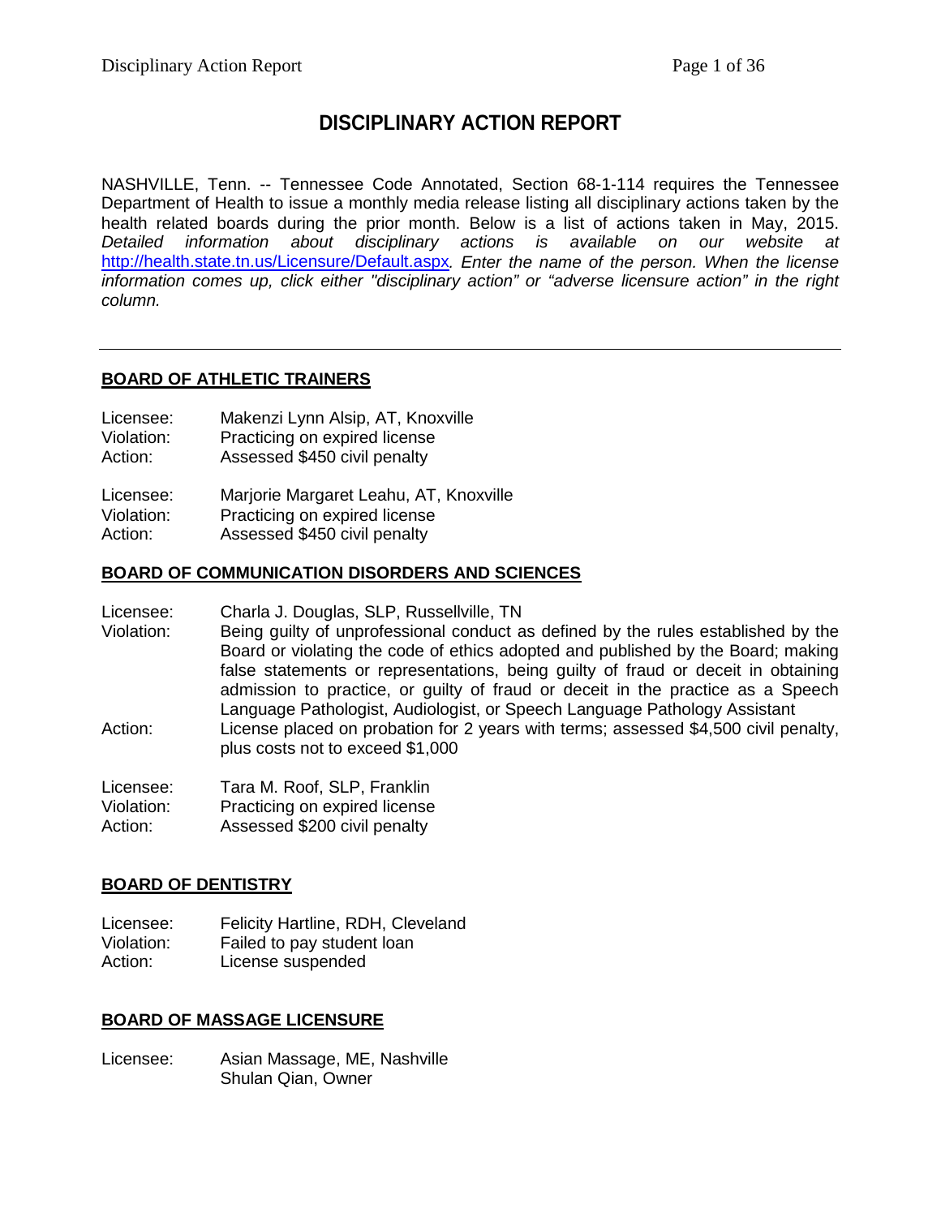# DISCIPLINARY ACTION REPORT

NASHVILLE, Tenn. -- Tennessee Code Annotated, Section 68-1-114 requires the Tennessee Department of Health to issue a monthly media release listing all disciplinary actions taken by the health related boards during the prior month. Below is a list of actions taken in May, 2015. *Detailed information about disciplinary actions is available on our website at* http://health.state.tn.us/Licensure/Default.aspx*. Enter the name of the person. When the license information comes up, click either "disciplinary action" or "adverse licensure action" in the right column.*

---

## BOARD OF ATHLETIC TRAINERS

Licensee: Makenzi Lynn Alsip, AT, Knoxville
Violation: Practicing on expired license
Action: Assessed $450 civil penalty

Licensee: Marjorie Margaret Leahu, AT, Knoxville
Violation: Practicing on expired license
Action: Assessed $450 civil penalty

## BOARD OF COMMUNICATION DISORDERS AND SCIENCES

Licensee: Charla J. Douglas, SLP, Russellville, TN
Violation: Being guilty of unprofessional conduct as defined by the rules established by the Board or violating the code of ethics adopted and published by the Board; making false statements or representations, being guilty of fraud or deceit in obtaining admission to practice, or guilty of fraud or deceit in the practice as a Speech Language Pathologist, Audiologist, or Speech Language Pathology Assistant
Action: License placed on probation for 2 years with terms; assessed $4,500 civil penalty, plus costs not to exceed $1,000

Licensee: Tara M. Roof, SLP, Franklin
Violation: Practicing on expired license
Action: Assessed $200 civil penalty

## BOARD OF DENTISTRY

Licensee: Felicity Hartline, RDH, Cleveland
Violation: Failed to pay student loan
Action: License suspended

## BOARD OF MASSAGE LICENSURE

Licensee: Asian Massage, ME, Nashville
Shulan Qian, Owner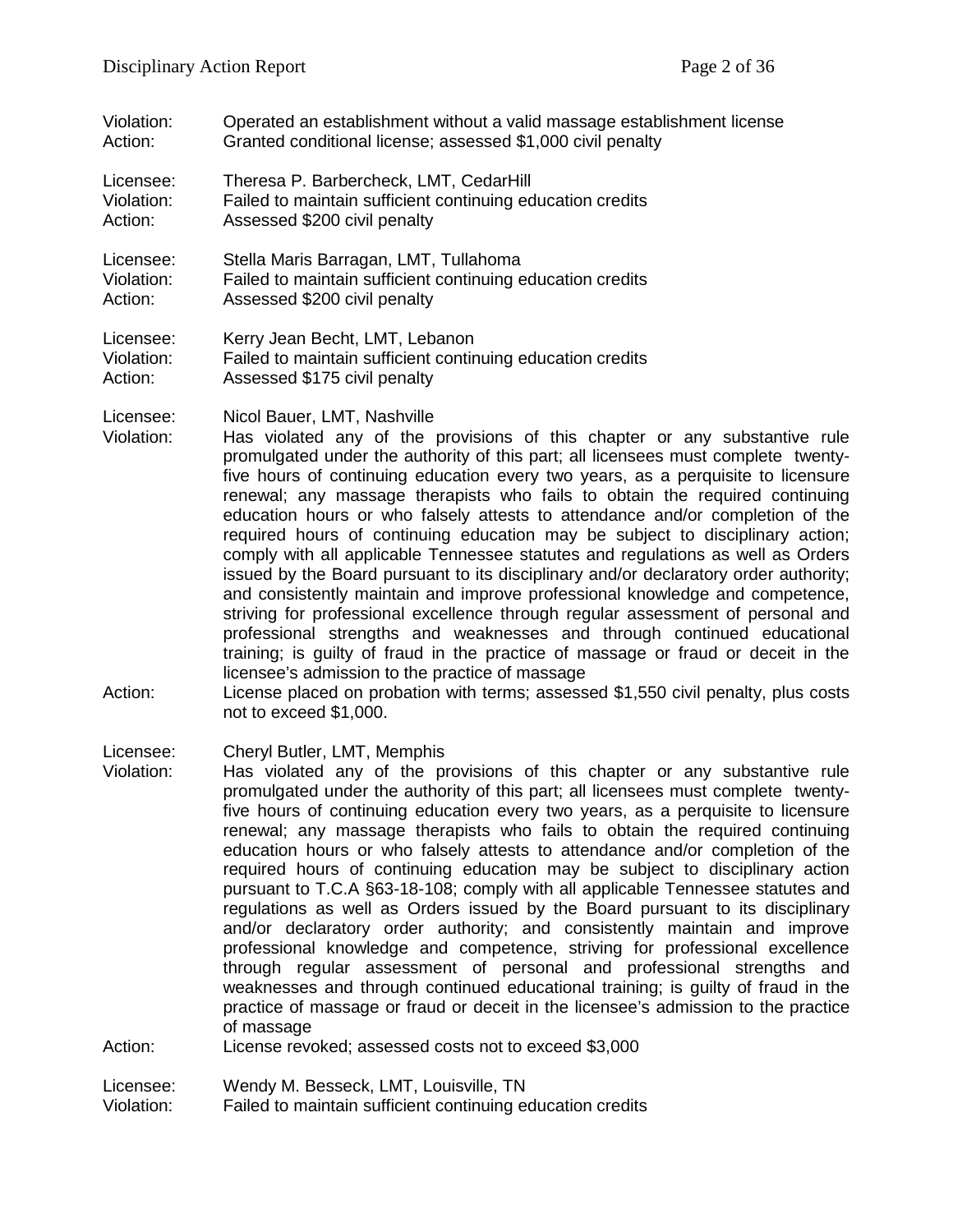Violation: Operated an establishment without a valid massage establishment license
Action: Granted conditional license; assessed $1,000 civil penalty

Licensee: Theresa P. Barbercheck, LMT, CedarHill
Violation: Failed to maintain sufficient continuing education credits
Action: Assessed $200 civil penalty

Licensee: Stella Maris Barragan, LMT, Tullahoma
Violation: Failed to maintain sufficient continuing education credits
Action: Assessed $200 civil penalty

Licensee: Kerry Jean Becht, LMT, Lebanon
Violation: Failed to maintain sufficient continuing education credits
Action: Assessed $175 civil penalty

Licensee: Nicol Bauer, LMT, Nashville
Violation: Has violated any of the provisions of this chapter or any substantive rule promulgated under the authority of this part; all licensees must complete twenty-five hours of continuing education every two years, as a perquisite to licensure renewal; any massage therapists who fails to obtain the required continuing education hours or who falsely attests to attendance and/or completion of the required hours of continuing education may be subject to disciplinary action; comply with all applicable Tennessee statutes and regulations as well as Orders issued by the Board pursuant to its disciplinary and/or declaratory order authority; and consistently maintain and improve professional knowledge and competence, striving for professional excellence through regular assessment of personal and professional strengths and weaknesses and through continued educational training; is guilty of fraud in the practice of massage or fraud or deceit in the licensee's admission to the practice of massage
Action: License placed on probation with terms; assessed $1,550 civil penalty, plus costs not to exceed $1,000.

Licensee: Cheryl Butler, LMT, Memphis
Violation: Has violated any of the provisions of this chapter or any substantive rule promulgated under the authority of this part; all licensees must complete twenty-five hours of continuing education every two years, as a perquisite to licensure renewal; any massage therapists who fails to obtain the required continuing education hours or who falsely attests to attendance and/or completion of the required hours of continuing education may be subject to disciplinary action pursuant to T.C.A §63-18-108; comply with all applicable Tennessee statutes and regulations as well as Orders issued by the Board pursuant to its disciplinary and/or declaratory order authority; and consistently maintain and improve professional knowledge and competence, striving for professional excellence through regular assessment of personal and professional strengths and weaknesses and through continued educational training; is guilty of fraud in the practice of massage or fraud or deceit in the licensee's admission to the practice of massage
Action: License revoked; assessed costs not to exceed $3,000

Licensee: Wendy M. Besseck, LMT, Louisville, TN
Violation: Failed to maintain sufficient continuing education credits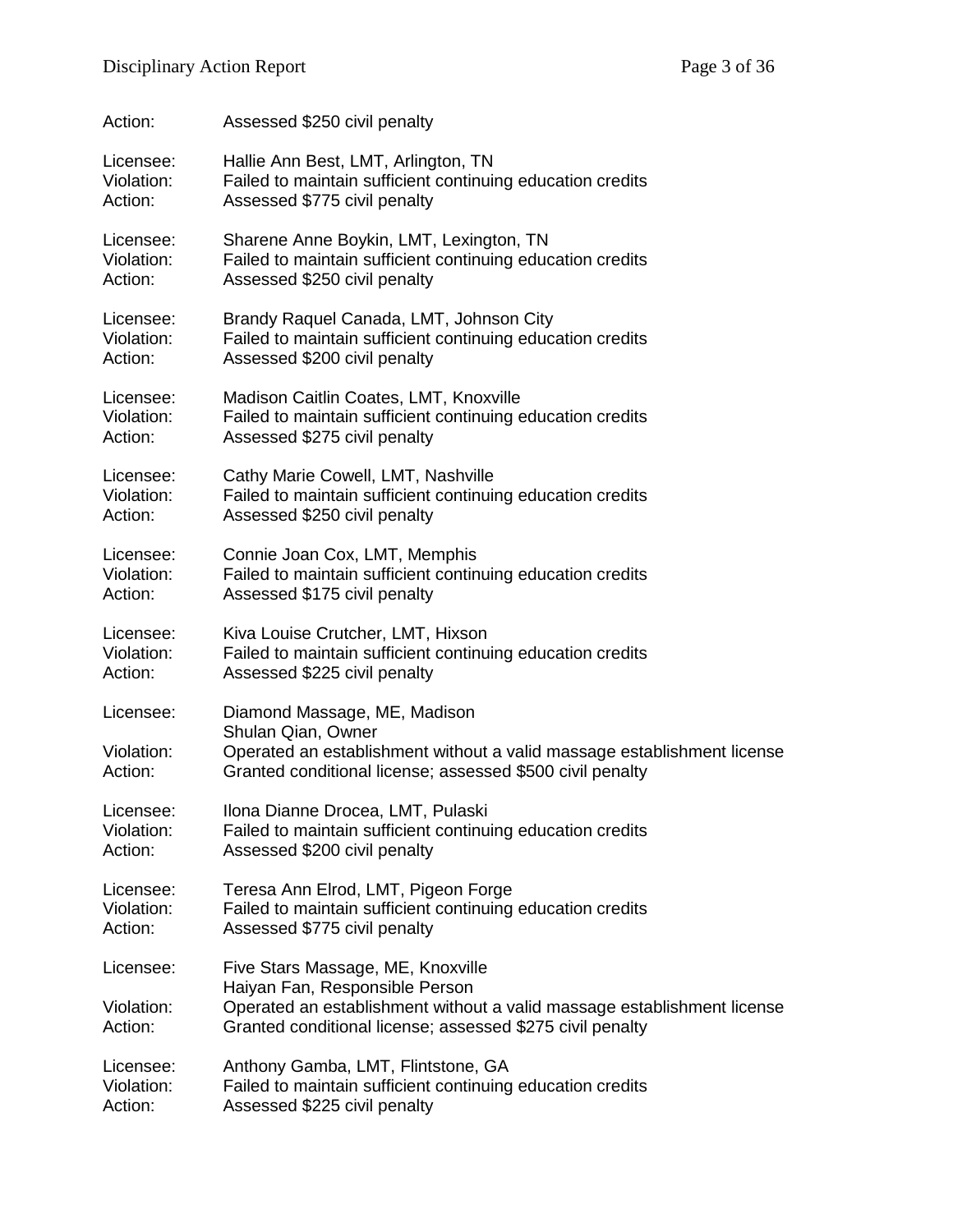Action: Assessed $250 civil penalty

Licensee: Hallie Ann Best, LMT, Arlington, TN
Violation: Failed to maintain sufficient continuing education credits
Action: Assessed $775 civil penalty

Licensee: Sharene Anne Boykin, LMT, Lexington, TN
Violation: Failed to maintain sufficient continuing education credits
Action: Assessed $250 civil penalty

Licensee: Brandy Raquel Canada, LMT, Johnson City
Violation: Failed to maintain sufficient continuing education credits
Action: Assessed $200 civil penalty

Licensee: Madison Caitlin Coates, LMT, Knoxville
Violation: Failed to maintain sufficient continuing education credits
Action: Assessed $275 civil penalty

Licensee: Cathy Marie Cowell, LMT, Nashville
Violation: Failed to maintain sufficient continuing education credits
Action: Assessed $250 civil penalty

Licensee: Connie Joan Cox, LMT, Memphis
Violation: Failed to maintain sufficient continuing education credits
Action: Assessed $175 civil penalty

Licensee: Kiva Louise Crutcher, LMT, Hixson
Violation: Failed to maintain sufficient continuing education credits
Action: Assessed $225 civil penalty

Licensee: Diamond Massage, ME, Madison
Shulan Qian, Owner
Violation: Operated an establishment without a valid massage establishment license
Action: Granted conditional license; assessed $500 civil penalty

Licensee: Ilona Dianne Drocea, LMT, Pulaski
Violation: Failed to maintain sufficient continuing education credits
Action: Assessed $200 civil penalty

Licensee: Teresa Ann Elrod, LMT, Pigeon Forge
Violation: Failed to maintain sufficient continuing education credits
Action: Assessed $775 civil penalty

Licensee: Five Stars Massage, ME, Knoxville
Haiyan Fan, Responsible Person
Violation: Operated an establishment without a valid massage establishment license
Action: Granted conditional license; assessed $275 civil penalty

Licensee: Anthony Gamba, LMT, Flintstone, GA
Violation: Failed to maintain sufficient continuing education credits
Action: Assessed $225 civil penalty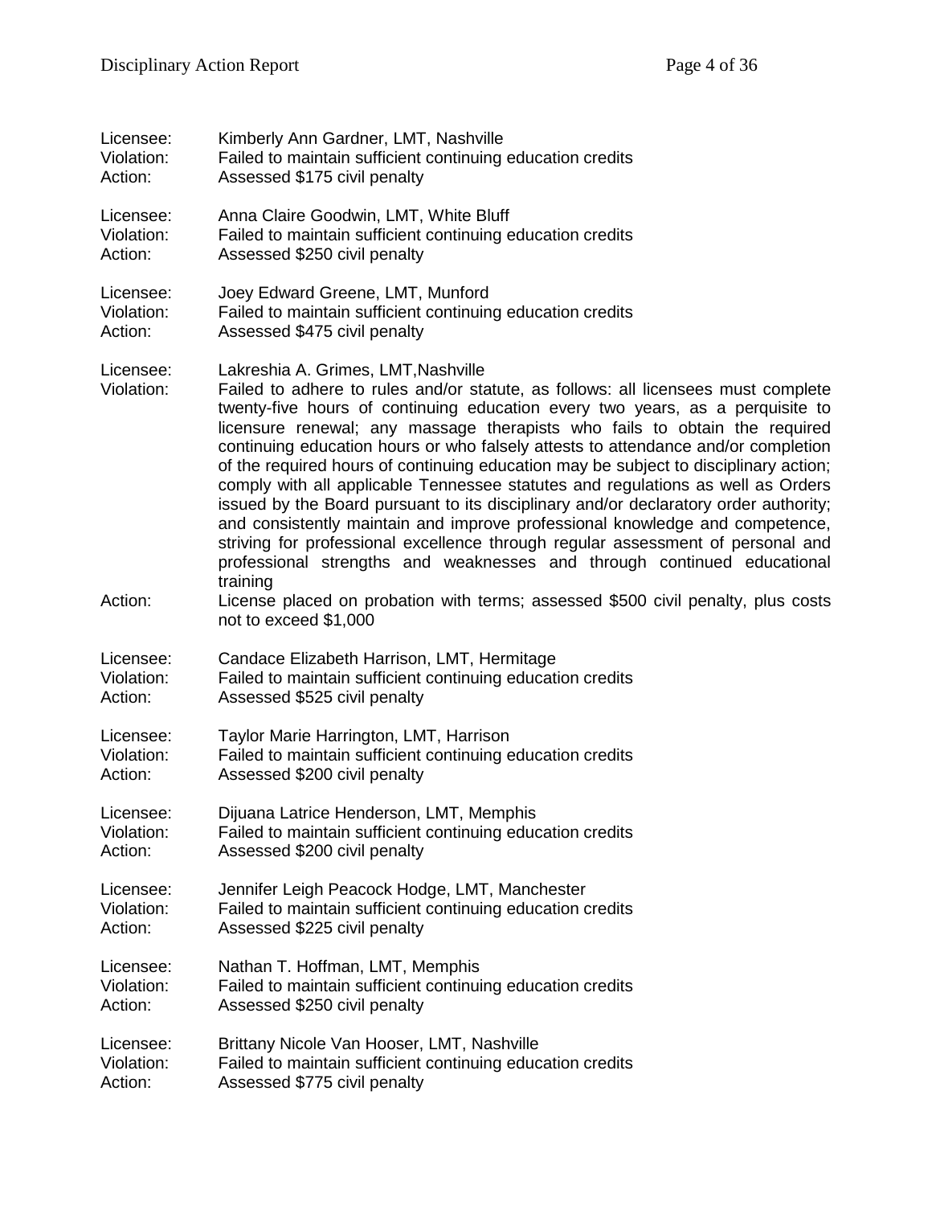Licensee: Kimberly Ann Gardner, LMT, Nashville
Violation: Failed to maintain sufficient continuing education credits
Action: Assessed $175 civil penalty

Licensee: Anna Claire Goodwin, LMT, White Bluff
Violation: Failed to maintain sufficient continuing education credits
Action: Assessed $250 civil penalty

Licensee: Joey Edward Greene, LMT, Munford
Violation: Failed to maintain sufficient continuing education credits
Action: Assessed $475 civil penalty

Licensee: Lakreshia A. Grimes, LMT,Nashville
Violation: Failed to adhere to rules and/or statute, as follows: all licensees must complete twenty-five hours of continuing education every two years, as a perquisite to licensure renewal; any massage therapists who fails to obtain the required continuing education hours or who falsely attests to attendance and/or completion of the required hours of continuing education may be subject to disciplinary action; comply with all applicable Tennessee statutes and regulations as well as Orders issued by the Board pursuant to its disciplinary and/or declaratory order authority; and consistently maintain and improve professional knowledge and competence, striving for professional excellence through regular assessment of personal and professional strengths and weaknesses and through continued educational training
Action: License placed on probation with terms; assessed $500 civil penalty, plus costs not to exceed $1,000

Licensee: Candace Elizabeth Harrison, LMT, Hermitage
Violation: Failed to maintain sufficient continuing education credits
Action: Assessed $525 civil penalty

Licensee: Taylor Marie Harrington, LMT, Harrison
Violation: Failed to maintain sufficient continuing education credits
Action: Assessed $200 civil penalty

Licensee: Dijuana Latrice Henderson, LMT, Memphis
Violation: Failed to maintain sufficient continuing education credits
Action: Assessed $200 civil penalty

Licensee: Jennifer Leigh Peacock Hodge, LMT, Manchester
Violation: Failed to maintain sufficient continuing education credits
Action: Assessed $225 civil penalty

Licensee: Nathan T. Hoffman, LMT, Memphis
Violation: Failed to maintain sufficient continuing education credits
Action: Assessed $250 civil penalty

Licensee: Brittany Nicole Van Hooser, LMT, Nashville
Violation: Failed to maintain sufficient continuing education credits
Action: Assessed $775 civil penalty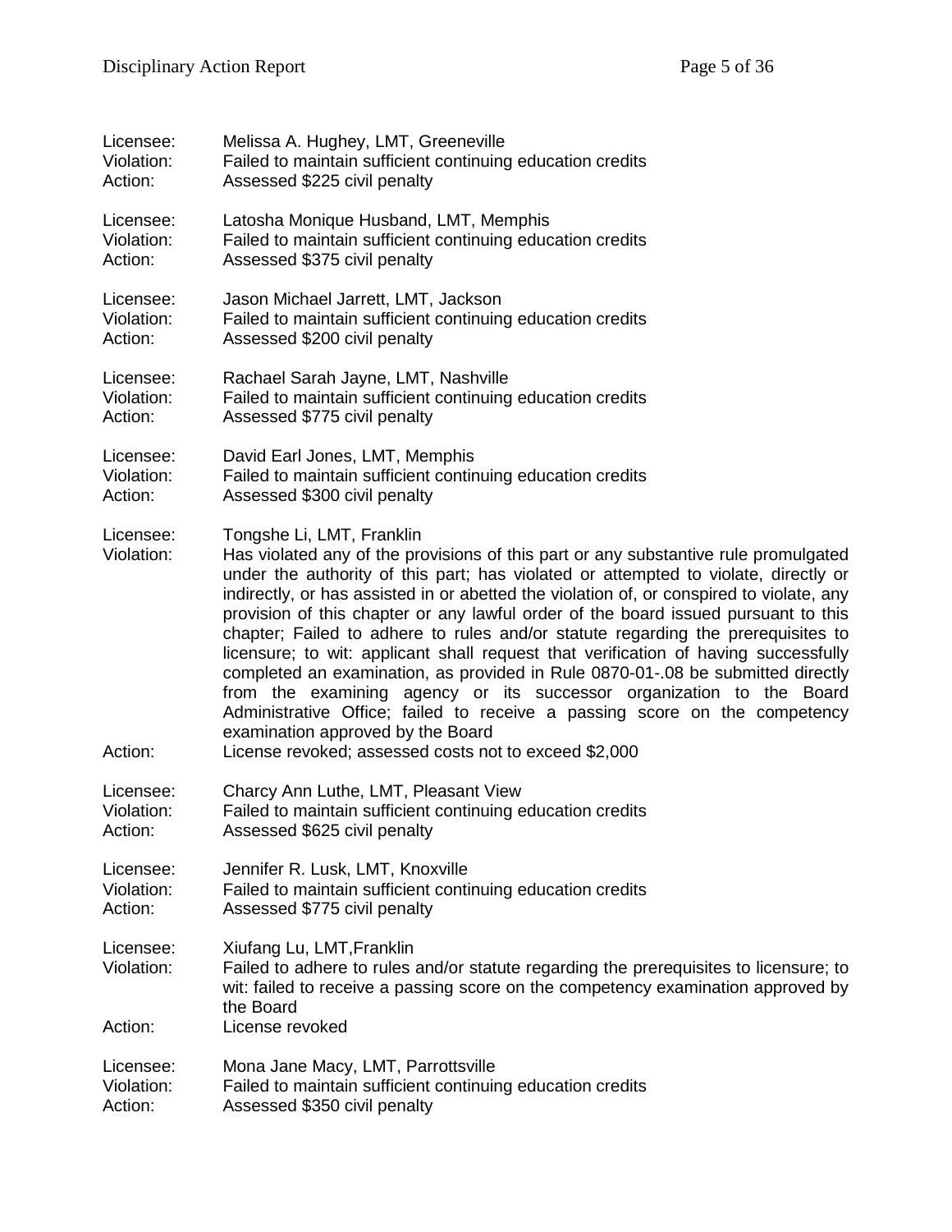Licensee: Melissa A. Hughey, LMT, Greeneville
Violation: Failed to maintain sufficient continuing education credits
Action: Assessed $225 civil penalty

Licensee: Latosha Monique Husband, LMT, Memphis
Violation: Failed to maintain sufficient continuing education credits
Action: Assessed $375 civil penalty

Licensee: Jason Michael Jarrett, LMT, Jackson
Violation: Failed to maintain sufficient continuing education credits
Action: Assessed $200 civil penalty

Licensee: Rachael Sarah Jayne, LMT, Nashville
Violation: Failed to maintain sufficient continuing education credits
Action: Assessed $775 civil penalty

Licensee: David Earl Jones, LMT, Memphis
Violation: Failed to maintain sufficient continuing education credits
Action: Assessed $300 civil penalty

Licensee: Tongshe Li, LMT, Franklin
Violation: Has violated any of the provisions of this part or any substantive rule promulgated under the authority of this part; has violated or attempted to violate, directly or indirectly, or has assisted in or abetted the violation of, or conspired to violate, any provision of this chapter or any lawful order of the board issued pursuant to this chapter; Failed to adhere to rules and/or statute regarding the prerequisites to licensure; to wit: applicant shall request that verification of having successfully completed an examination, as provided in Rule 0870-01-.08 be submitted directly from the examining agency or its successor organization to the Board Administrative Office; failed to receive a passing score on the competency examination approved by the Board
Action: License revoked; assessed costs not to exceed $2,000

Licensee: Charcy Ann Luthe, LMT, Pleasant View
Violation: Failed to maintain sufficient continuing education credits
Action: Assessed $625 civil penalty

Licensee: Jennifer R. Lusk, LMT, Knoxville
Violation: Failed to maintain sufficient continuing education credits
Action: Assessed $775 civil penalty

Licensee: Xiufang Lu, LMT,Franklin
Violation: Failed to adhere to rules and/or statute regarding the prerequisites to licensure; to wit: failed to receive a passing score on the competency examination approved by the Board
Action: License revoked

Licensee: Mona Jane Macy, LMT, Parrottsville
Violation: Failed to maintain sufficient continuing education credits
Action: Assessed $350 civil penalty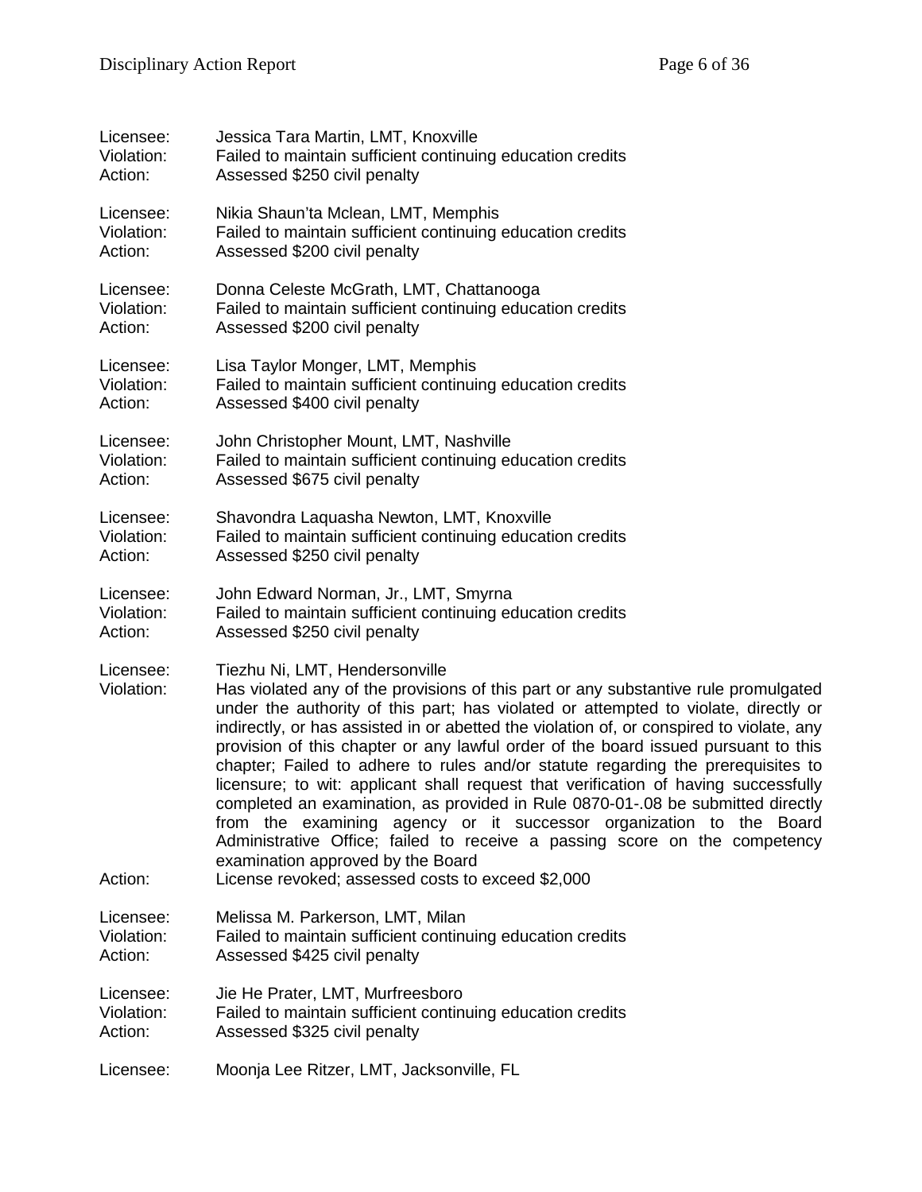Licensee: Jessica Tara Martin, LMT, Knoxville
Violation: Failed to maintain sufficient continuing education credits
Action: Assessed $250 civil penalty

Licensee: Nikia Shaun'ta Mclean, LMT, Memphis
Violation: Failed to maintain sufficient continuing education credits
Action: Assessed $200 civil penalty

Licensee: Donna Celeste McGrath, LMT, Chattanooga
Violation: Failed to maintain sufficient continuing education credits
Action: Assessed $200 civil penalty

Licensee: Lisa Taylor Monger, LMT, Memphis
Violation: Failed to maintain sufficient continuing education credits
Action: Assessed $400 civil penalty

Licensee: John Christopher Mount, LMT, Nashville
Violation: Failed to maintain sufficient continuing education credits
Action: Assessed $675 civil penalty

Licensee: Shavondra Laquasha Newton, LMT, Knoxville
Violation: Failed to maintain sufficient continuing education credits
Action: Assessed $250 civil penalty

Licensee: John Edward Norman, Jr., LMT, Smyrna
Violation: Failed to maintain sufficient continuing education credits
Action: Assessed $250 civil penalty

Licensee: Tiezhu Ni, LMT, Hendersonville
Violation: Has violated any of the provisions of this part or any substantive rule promulgated under the authority of this part; has violated or attempted to violate, directly or indirectly, or has assisted in or abetted the violation of, or conspired to violate, any provision of this chapter or any lawful order of the board issued pursuant to this chapter; Failed to adhere to rules and/or statute regarding the prerequisites to licensure; to wit: applicant shall request that verification of having successfully completed an examination, as provided in Rule 0870-01-.08 be submitted directly from the examining agency or it successor organization to the Board Administrative Office; failed to receive a passing score on the competency examination approved by the Board
Action: License revoked; assessed costs to exceed $2,000

Licensee: Melissa M. Parkerson, LMT, Milan
Violation: Failed to maintain sufficient continuing education credits
Action: Assessed $425 civil penalty

Licensee: Jie He Prater, LMT, Murfreesboro
Violation: Failed to maintain sufficient continuing education credits
Action: Assessed $325 civil penalty

Licensee: Moonja Lee Ritzer, LMT, Jacksonville, FL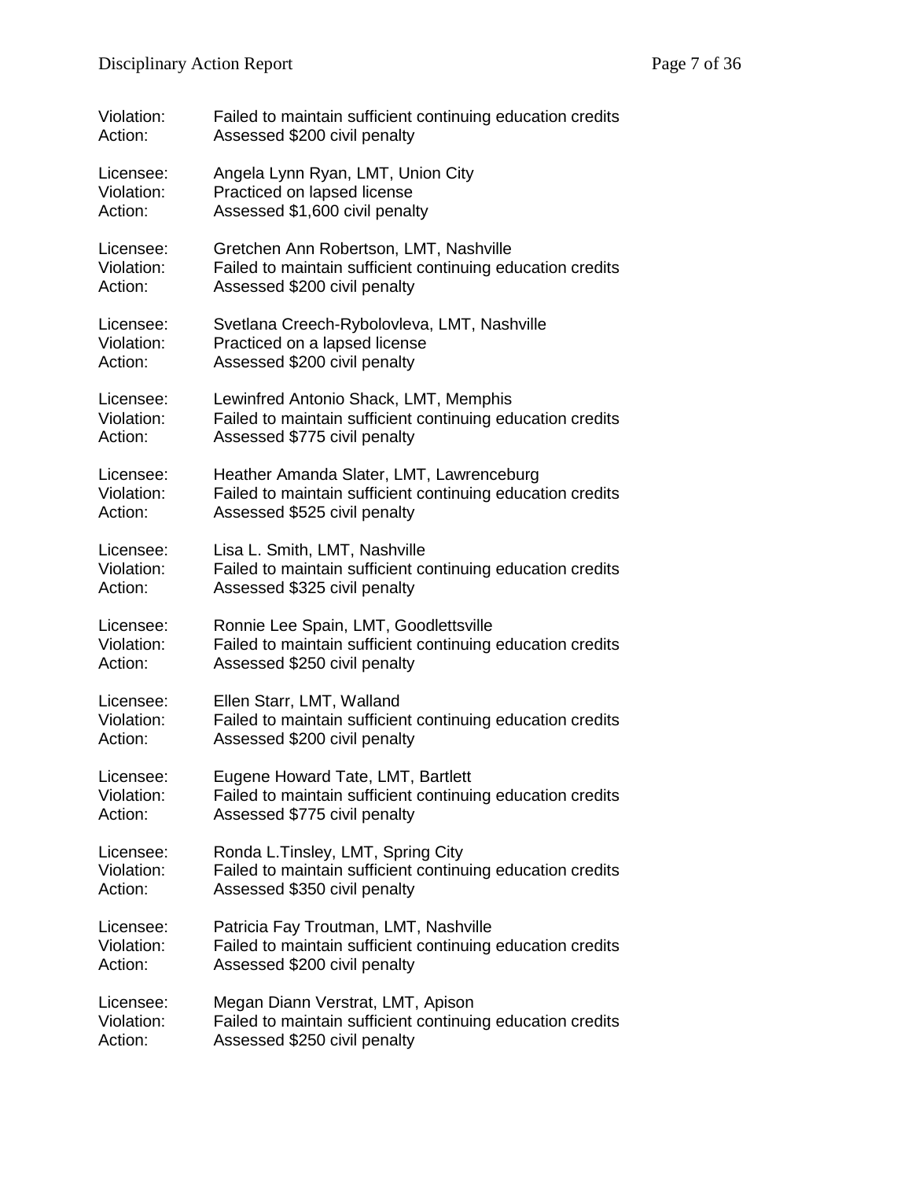Violation: Failed to maintain sufficient continuing education credits
Action: Assessed $200 civil penalty

Licensee: Angela Lynn Ryan, LMT, Union City
Violation: Practiced on lapsed license
Action: Assessed $1,600 civil penalty

Licensee: Gretchen Ann Robertson, LMT, Nashville
Violation: Failed to maintain sufficient continuing education credits
Action: Assessed $200 civil penalty

Licensee: Svetlana Creech-Rybolovleva, LMT, Nashville
Violation: Practiced on a lapsed license
Action: Assessed $200 civil penalty

Licensee: Lewinfred Antonio Shack, LMT, Memphis
Violation: Failed to maintain sufficient continuing education credits
Action: Assessed $775 civil penalty

Licensee: Heather Amanda Slater, LMT, Lawrenceburg
Violation: Failed to maintain sufficient continuing education credits
Action: Assessed $525 civil penalty

Licensee: Lisa L. Smith, LMT, Nashville
Violation: Failed to maintain sufficient continuing education credits
Action: Assessed $325 civil penalty

Licensee: Ronnie Lee Spain, LMT, Goodlettsville
Violation: Failed to maintain sufficient continuing education credits
Action: Assessed $250 civil penalty

Licensee: Ellen Starr, LMT, Walland
Violation: Failed to maintain sufficient continuing education credits
Action: Assessed $200 civil penalty

Licensee: Eugene Howard Tate, LMT, Bartlett
Violation: Failed to maintain sufficient continuing education credits
Action: Assessed $775 civil penalty

Licensee: Ronda L.Tinsley, LMT, Spring City
Violation: Failed to maintain sufficient continuing education credits
Action: Assessed $350 civil penalty

Licensee: Patricia Fay Troutman, LMT, Nashville
Violation: Failed to maintain sufficient continuing education credits
Action: Assessed $200 civil penalty

Licensee: Megan Diann Verstrat, LMT, Apison
Violation: Failed to maintain sufficient continuing education credits
Action: Assessed $250 civil penalty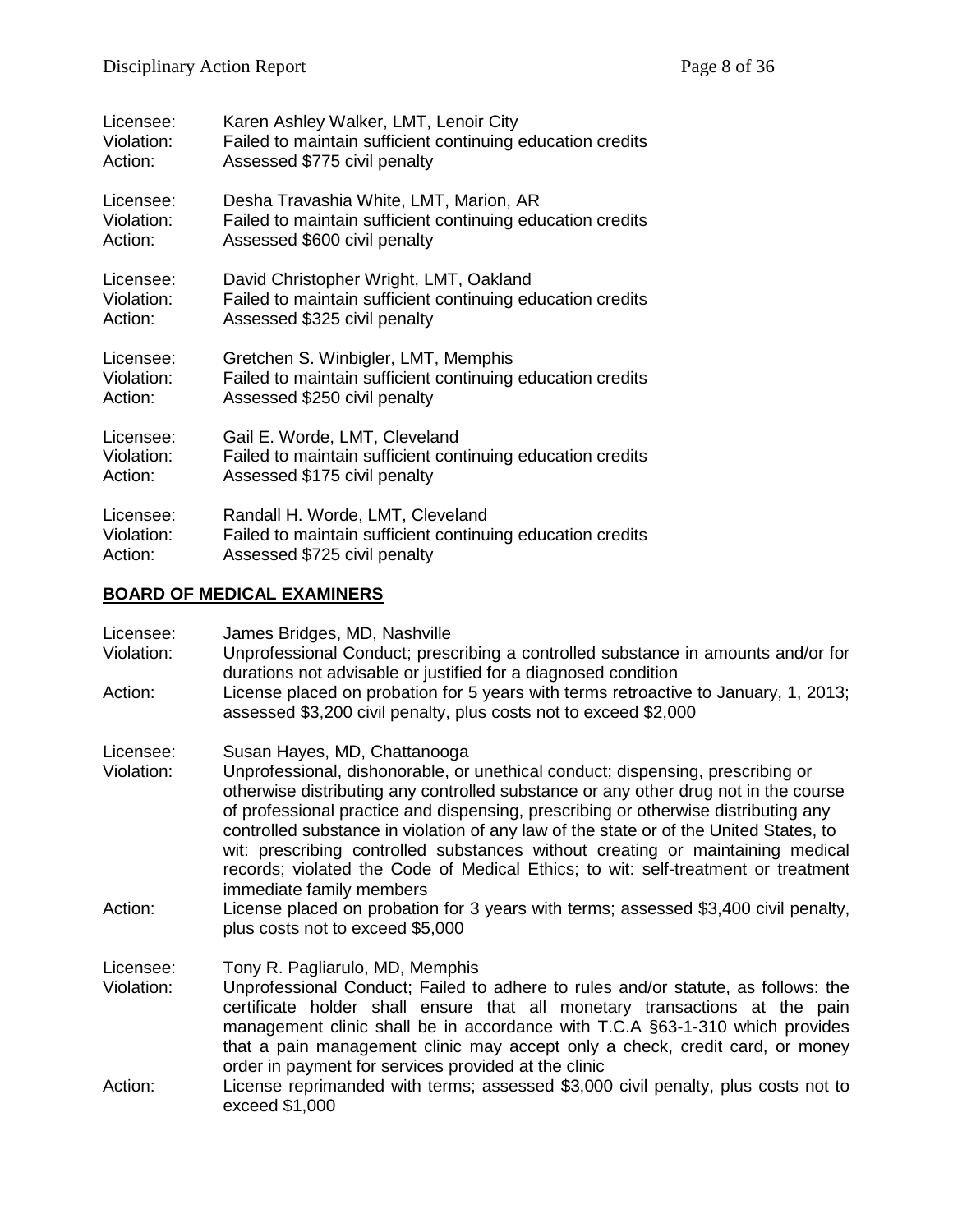Licensee: Karen Ashley Walker, LMT, Lenoir City
Violation: Failed to maintain sufficient continuing education credits
Action: Assessed $775 civil penalty

Licensee: Desha Travashia White, LMT, Marion, AR
Violation: Failed to maintain sufficient continuing education credits
Action: Assessed $600 civil penalty

Licensee: David Christopher Wright, LMT, Oakland
Violation: Failed to maintain sufficient continuing education credits
Action: Assessed $325 civil penalty

Licensee: Gretchen S. Winbigler, LMT, Memphis
Violation: Failed to maintain sufficient continuing education credits
Action: Assessed $250 civil penalty

Licensee: Gail E. Worde, LMT, Cleveland
Violation: Failed to maintain sufficient continuing education credits
Action: Assessed $175 civil penalty

Licensee: Randall H. Worde, LMT, Cleveland
Violation: Failed to maintain sufficient continuing education credits
Action: Assessed $725 civil penalty

## BOARD OF MEDICAL EXAMINERS

Licensee: James Bridges, MD, Nashville
Violation: Unprofessional Conduct; prescribing a controlled substance in amounts and/or for durations not advisable or justified for a diagnosed condition
Action: License placed on probation for 5 years with terms retroactive to January, 1, 2013; assessed $3,200 civil penalty, plus costs not to exceed $2,000

Licensee: Susan Hayes, MD, Chattanooga
Violation: Unprofessional, dishonorable, or unethical conduct; dispensing, prescribing or otherwise distributing any controlled substance or any other drug not in the course of professional practice and dispensing, prescribing or otherwise distributing any controlled substance in violation of any law of the state or of the United States, to wit: prescribing controlled substances without creating or maintaining medical records; violated the Code of Medical Ethics; to wit: self-treatment or treatment immediate family members
Action: License placed on probation for 3 years with terms; assessed $3,400 civil penalty, plus costs not to exceed $5,000

Licensee: Tony R. Pagliarulo, MD, Memphis
Violation: Unprofessional Conduct; Failed to adhere to rules and/or statute, as follows: the certificate holder shall ensure that all monetary transactions at the pain management clinic shall be in accordance with T.C.A §63-1-310 which provides that a pain management clinic may accept only a check, credit card, or money order in payment for services provided at the clinic
Action: License reprimanded with terms; assessed $3,000 civil penalty, plus costs not to exceed $1,000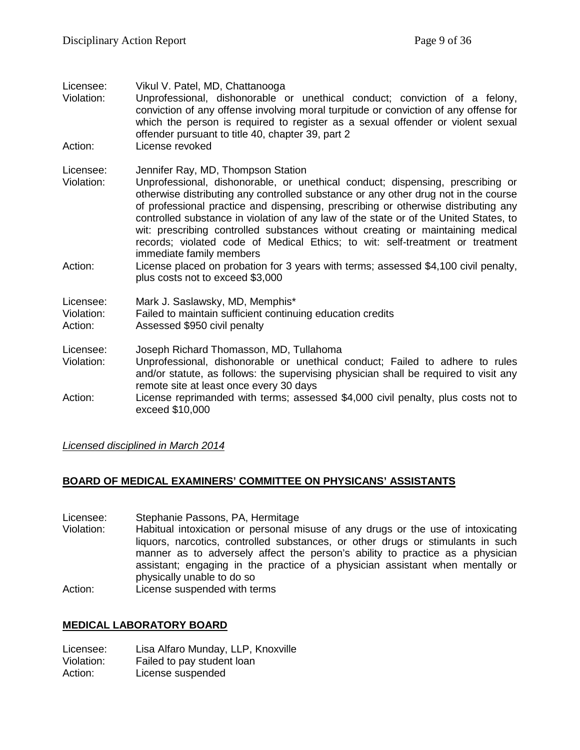Licensee: Vikul V. Patel, MD, Chattanooga
Violation: Unprofessional, dishonorable or unethical conduct; conviction of a felony, conviction of any offense involving moral turpitude or conviction of any offense for which the person is required to register as a sexual offender or violent sexual offender pursuant to title 40, chapter 39, part 2
Action: License revoked

Licensee: Jennifer Ray, MD, Thompson Station
Violation: Unprofessional, dishonorable, or unethical conduct; dispensing, prescribing or otherwise distributing any controlled substance or any other drug not in the course of professional practice and dispensing, prescribing or otherwise distributing any controlled substance in violation of any law of the state or of the United States, to wit: prescribing controlled substances without creating or maintaining medical records; violated code of Medical Ethics; to wit: self-treatment or treatment immediate family members
Action: License placed on probation for 3 years with terms; assessed $4,100 civil penalty, plus costs not to exceed $3,000

Licensee: Mark J. Saslawsky, MD, Memphis*
Violation: Failed to maintain sufficient continuing education credits
Action: Assessed $950 civil penalty

Licensee: Joseph Richard Thomasson, MD, Tullahoma
Violation: Unprofessional, dishonorable or unethical conduct; Failed to adhere to rules and/or statute, as follows: the supervising physician shall be required to visit any remote site at least once every 30 days
Action: License reprimanded with terms; assessed $4,000 civil penalty, plus costs not to exceed $10,000

*Licensed disciplined in March 2014*

## BOARD OF MEDICAL EXAMINERS' COMMITTEE ON PHYSICANS' ASSISTANTS

Licensee: Stephanie Passons, PA, Hermitage
Violation: Habitual intoxication or personal misuse of any drugs or the use of intoxicating liquors, narcotics, controlled substances, or other drugs or stimulants in such manner as to adversely affect the person's ability to practice as a physician assistant; engaging in the practice of a physician assistant when mentally or physically unable to do so
Action: License suspended with terms

## MEDICAL LABORATORY BOARD

Licensee: Lisa Alfaro Munday, LLP, Knoxville
Violation: Failed to pay student loan
Action: License suspended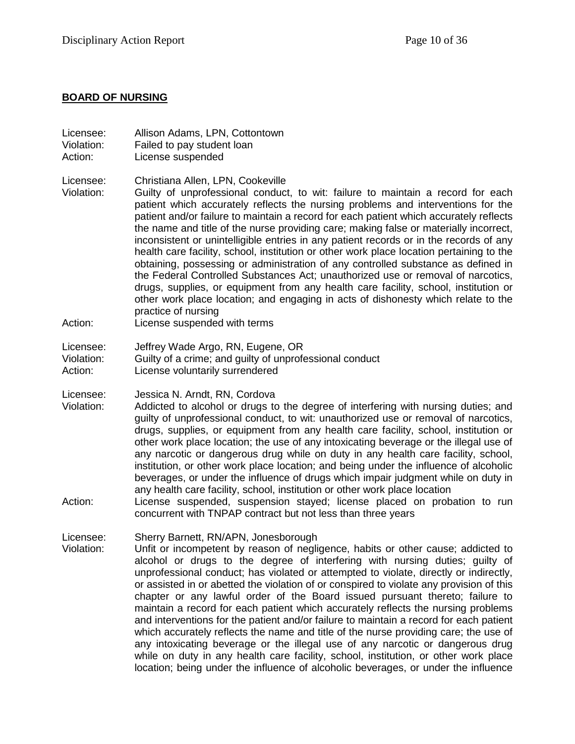## **BOARD OF NURSING**

Licensee: Allison Adams, LPN, Cottontown
Violation: Failed to pay student loan
Action: License suspended

Licensee: Christiana Allen, LPN, Cookeville
Violation: Guilty of unprofessional conduct, to wit: failure to maintain a record for each patient which accurately reflects the nursing problems and interventions for the patient and/or failure to maintain a record for each patient which accurately reflects the name and title of the nurse providing care; making false or materially incorrect, inconsistent or unintelligible entries in any patient records or in the records of any health care facility, school, institution or other work place location pertaining to the obtaining, possessing or administration of any controlled substance as defined in the Federal Controlled Substances Act; unauthorized use or removal of narcotics, drugs, supplies, or equipment from any health care facility, school, institution or other work place location; and engaging in acts of dishonesty which relate to the practice of nursing
Action: License suspended with terms

Licensee: Jeffrey Wade Argo, RN, Eugene, OR
Violation: Guilty of a crime; and guilty of unprofessional conduct
Action: License voluntarily surrendered

Licensee: Jessica N. Arndt, RN, Cordova
Violation: Addicted to alcohol or drugs to the degree of interfering with nursing duties; and guilty of unprofessional conduct, to wit: unauthorized use or removal of narcotics, drugs, supplies, or equipment from any health care facility, school, institution or other work place location; the use of any intoxicating beverage or the illegal use of any narcotic or dangerous drug while on duty in any health care facility, school, institution, or other work place location; and being under the influence of alcoholic beverages, or under the influence of drugs which impair judgment while on duty in any health care facility, school, institution or other work place location
Action: License suspended, suspension stayed; license placed on probation to run concurrent with TNPAP contract but not less than three years

Licensee: Sherry Barnett, RN/APN, Jonesborough
Violation: Unfit or incompetent by reason of negligence, habits or other cause; addicted to alcohol or drugs to the degree of interfering with nursing duties; guilty of unprofessional conduct; has violated or attempted to violate, directly or indirectly, or assisted in or abetted the violation of or conspired to violate any provision of this chapter or any lawful order of the Board issued pursuant thereto; failure to maintain a record for each patient which accurately reflects the nursing problems and interventions for the patient and/or failure to maintain a record for each patient which accurately reflects the name and title of the nurse providing care; the use of any intoxicating beverage or the illegal use of any narcotic or dangerous drug while on duty in any health care facility, school, institution, or other work place location; being under the influence of alcoholic beverages, or under the influence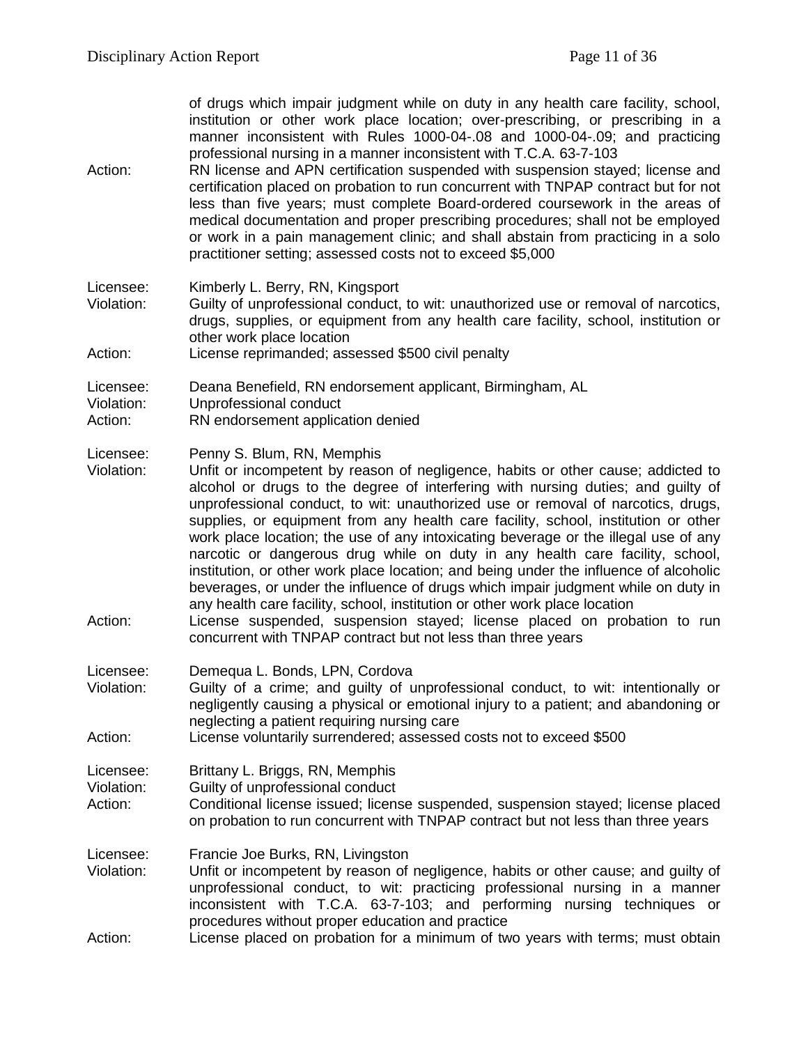of drugs which impair judgment while on duty in any health care facility, school, institution or other work place location; over-prescribing, or prescribing in a manner inconsistent with Rules 1000-04-.08 and 1000-04-.09; and practicing professional nursing in a manner inconsistent with T.C.A. 63-7-103

Action: RN license and APN certification suspended with suspension stayed; license and certification placed on probation to run concurrent with TNPAP contract but for not less than five years; must complete Board-ordered coursework in the areas of medical documentation and proper prescribing procedures; shall not be employed or work in a pain management clinic; and shall abstain from practicing in a solo practitioner setting; assessed costs not to exceed $5,000

Licensee: Kimberly L. Berry, RN, Kingsport
Violation: Guilty of unprofessional conduct, to wit: unauthorized use or removal of narcotics, drugs, supplies, or equipment from any health care facility, school, institution or other work place location
Action: License reprimanded; assessed $500 civil penalty

Licensee: Deana Benefield, RN endorsement applicant, Birmingham, AL
Violation: Unprofessional conduct
Action: RN endorsement application denied

Licensee: Penny S. Blum, RN, Memphis
Violation: Unfit or incompetent by reason of negligence, habits or other cause; addicted to alcohol or drugs to the degree of interfering with nursing duties; and guilty of unprofessional conduct, to wit: unauthorized use or removal of narcotics, drugs, supplies, or equipment from any health care facility, school, institution or other work place location; the use of any intoxicating beverage or the illegal use of any narcotic or dangerous drug while on duty in any health care facility, school, institution, or other work place location; and being under the influence of alcoholic beverages, or under the influence of drugs which impair judgment while on duty in any health care facility, school, institution or other work place location
Action: License suspended, suspension stayed; license placed on probation to run concurrent with TNPAP contract but not less than three years

Licensee: Demequa L. Bonds, LPN, Cordova
Violation: Guilty of a crime; and guilty of unprofessional conduct, to wit: intentionally or negligently causing a physical or emotional injury to a patient; and abandoning or neglecting a patient requiring nursing care
Action: License voluntarily surrendered; assessed costs not to exceed $500

Licensee: Brittany L. Briggs, RN, Memphis
Violation: Guilty of unprofessional conduct
Action: Conditional license issued; license suspended, suspension stayed; license placed on probation to run concurrent with TNPAP contract but not less than three years

Licensee: Francie Joe Burks, RN, Livingston
Violation: Unfit or incompetent by reason of negligence, habits or other cause; and guilty of unprofessional conduct, to wit: practicing professional nursing in a manner inconsistent with T.C.A. 63-7-103; and performing nursing techniques or procedures without proper education and practice
Action: License placed on probation for a minimum of two years with terms; must obtain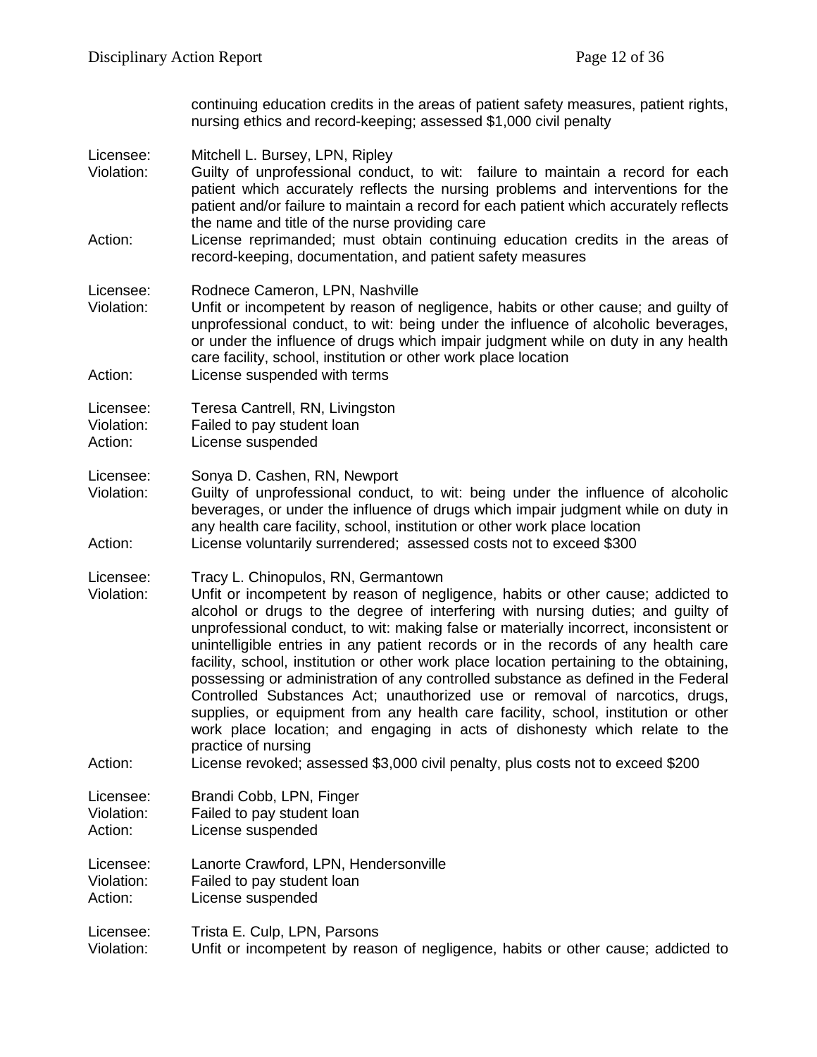continuing education credits in the areas of patient safety measures, patient rights, nursing ethics and record-keeping; assessed $1,000 civil penalty

Licensee: Mitchell L. Bursey, LPN, Ripley
Violation: Guilty of unprofessional conduct, to wit: failure to maintain a record for each patient which accurately reflects the nursing problems and interventions for the patient and/or failure to maintain a record for each patient which accurately reflects the name and title of the nurse providing care
Action: License reprimanded; must obtain continuing education credits in the areas of record-keeping, documentation, and patient safety measures

Licensee: Rodnece Cameron, LPN, Nashville
Violation: Unfit or incompetent by reason of negligence, habits or other cause; and guilty of unprofessional conduct, to wit: being under the influence of alcoholic beverages, or under the influence of drugs which impair judgment while on duty in any health care facility, school, institution or other work place location
Action: License suspended with terms

Licensee: Teresa Cantrell, RN, Livingston
Violation: Failed to pay student loan
Action: License suspended

Licensee: Sonya D. Cashen, RN, Newport
Violation: Guilty of unprofessional conduct, to wit: being under the influence of alcoholic beverages, or under the influence of drugs which impair judgment while on duty in any health care facility, school, institution or other work place location
Action: License voluntarily surrendered; assessed costs not to exceed $300

Licensee: Tracy L. Chinopulos, RN, Germantown
Violation: Unfit or incompetent by reason of negligence, habits or other cause; addicted to alcohol or drugs to the degree of interfering with nursing duties; and guilty of unprofessional conduct, to wit: making false or materially incorrect, inconsistent or unintelligible entries in any patient records or in the records of any health care facility, school, institution or other work place location pertaining to the obtaining, possessing or administration of any controlled substance as defined in the Federal Controlled Substances Act; unauthorized use or removal of narcotics, drugs, supplies, or equipment from any health care facility, school, institution or other work place location; and engaging in acts of dishonesty which relate to the practice of nursing
Action: License revoked; assessed $3,000 civil penalty, plus costs not to exceed $200

Licensee: Brandi Cobb, LPN, Finger
Violation: Failed to pay student loan
Action: License suspended

Licensee: Lanorte Crawford, LPN, Hendersonville
Violation: Failed to pay student loan
Action: License suspended

Licensee: Trista E. Culp, LPN, Parsons
Violation: Unfit or incompetent by reason of negligence, habits or other cause; addicted to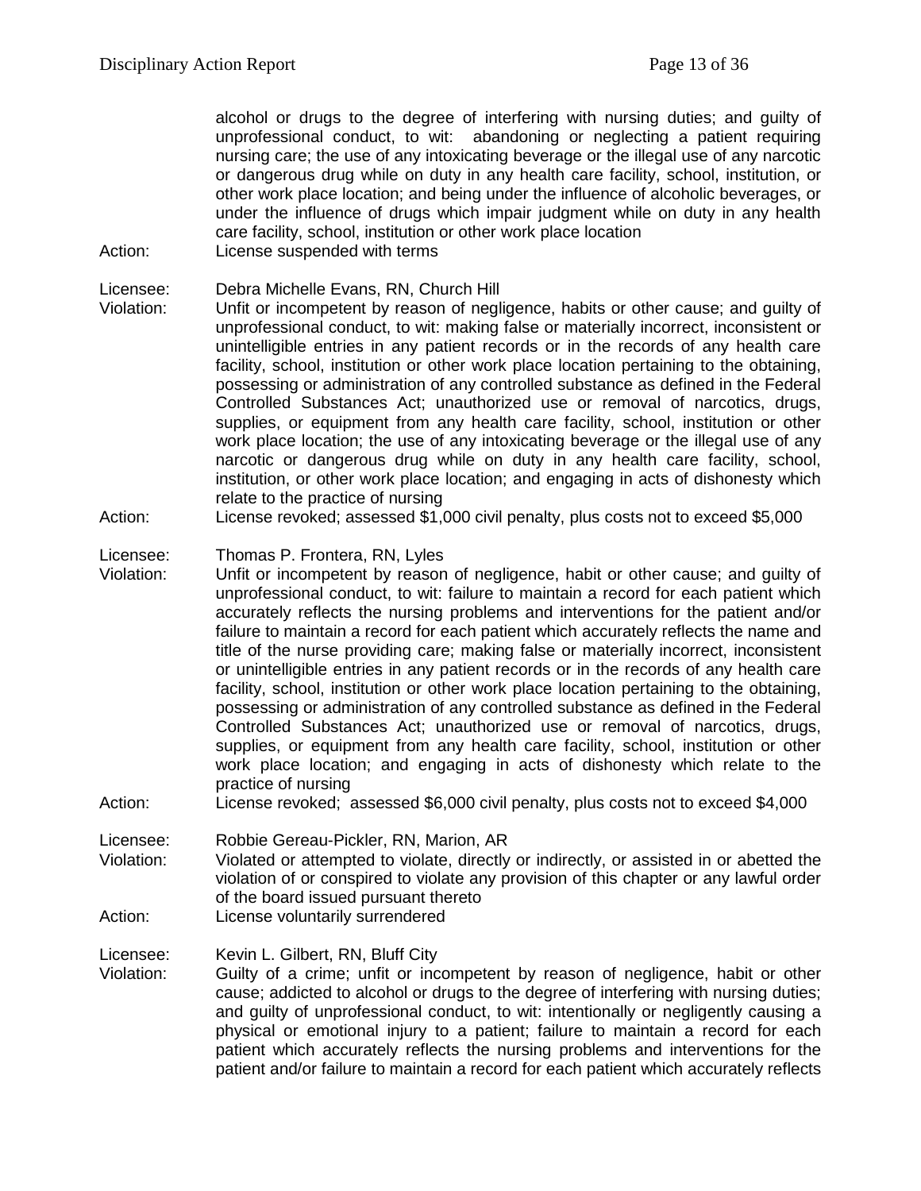alcohol or drugs to the degree of interfering with nursing duties; and guilty of unprofessional conduct, to wit: abandoning or neglecting a patient requiring nursing care; the use of any intoxicating beverage or the illegal use of any narcotic or dangerous drug while on duty in any health care facility, school, institution, or other work place location; and being under the influence of alcoholic beverages, or under the influence of drugs which impair judgment while on duty in any health care facility, school, institution or other work place location

Action: License suspended with terms

Licensee: Debra Michelle Evans, RN, Church Hill

Violation: Unfit or incompetent by reason of negligence, habits or other cause; and guilty of unprofessional conduct, to wit: making false or materially incorrect, inconsistent or unintelligible entries in any patient records or in the records of any health care facility, school, institution or other work place location pertaining to the obtaining, possessing or administration of any controlled substance as defined in the Federal Controlled Substances Act; unauthorized use or removal of narcotics, drugs, supplies, or equipment from any health care facility, school, institution or other work place location; the use of any intoxicating beverage or the illegal use of any narcotic or dangerous drug while on duty in any health care facility, school, institution, or other work place location; and engaging in acts of dishonesty which relate to the practice of nursing

Action: License revoked; assessed $1,000 civil penalty, plus costs not to exceed $5,000

Licensee: Thomas P. Frontera, RN, Lyles

Violation: Unfit or incompetent by reason of negligence, habit or other cause; and guilty of unprofessional conduct, to wit: failure to maintain a record for each patient which accurately reflects the nursing problems and interventions for the patient and/or failure to maintain a record for each patient which accurately reflects the name and title of the nurse providing care; making false or materially incorrect, inconsistent or unintelligible entries in any patient records or in the records of any health care facility, school, institution or other work place location pertaining to the obtaining, possessing or administration of any controlled substance as defined in the Federal Controlled Substances Act; unauthorized use or removal of narcotics, drugs, supplies, or equipment from any health care facility, school, institution or other work place location; and engaging in acts of dishonesty which relate to the practice of nursing

Action: License revoked; assessed $6,000 civil penalty, plus costs not to exceed $4,000

Licensee: Robbie Gereau-Pickler, RN, Marion, AR

Violation: Violated or attempted to violate, directly or indirectly, or assisted in or abetted the violation of or conspired to violate any provision of this chapter or any lawful order of the board issued pursuant thereto

Action: License voluntarily surrendered

Licensee: Kevin L. Gilbert, RN, Bluff City

Violation: Guilty of a crime; unfit or incompetent by reason of negligence, habit or other cause; addicted to alcohol or drugs to the degree of interfering with nursing duties; and guilty of unprofessional conduct, to wit: intentionally or negligently causing a physical or emotional injury to a patient; failure to maintain a record for each patient which accurately reflects the nursing problems and interventions for the patient and/or failure to maintain a record for each patient which accurately reflects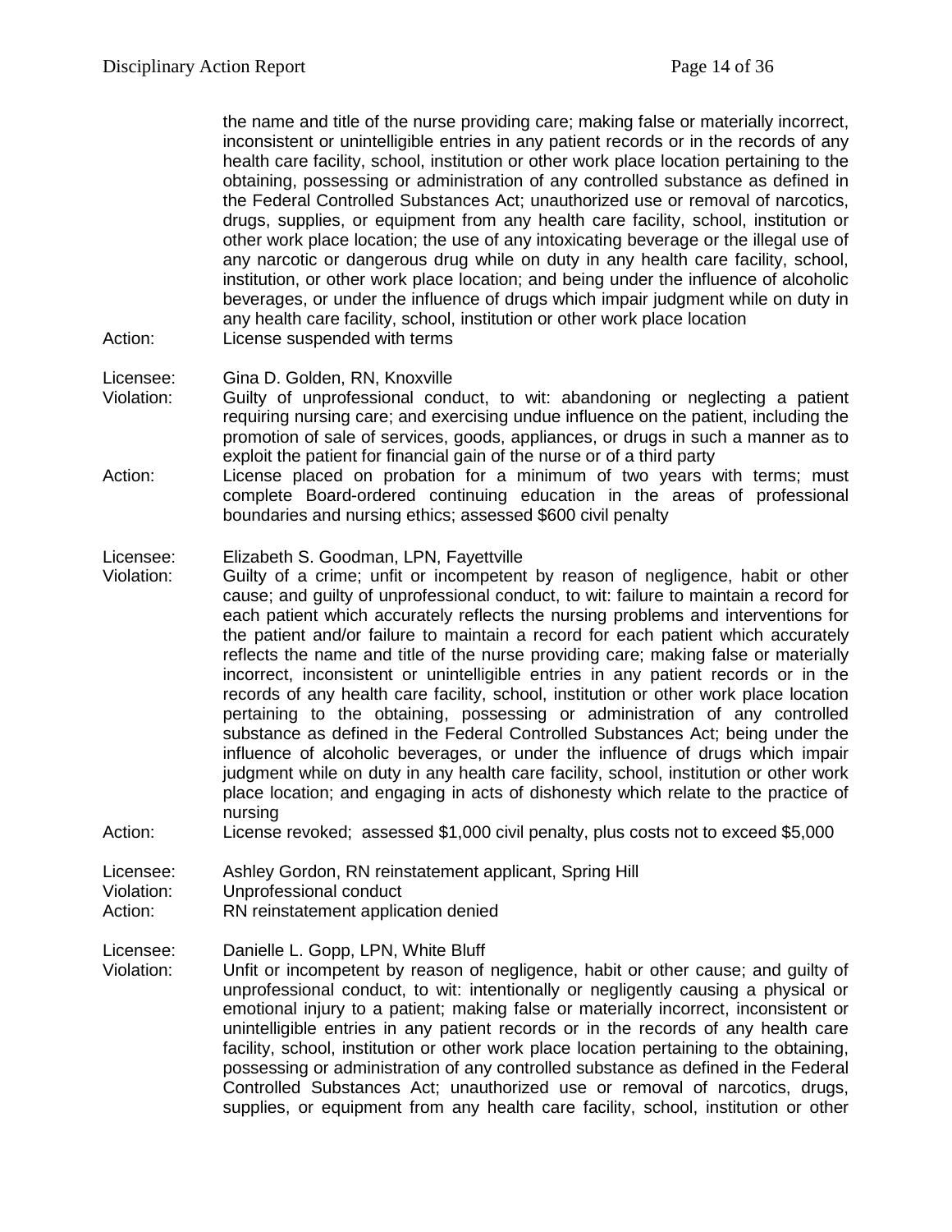the name and title of the nurse providing care; making false or materially incorrect, inconsistent or unintelligible entries in any patient records or in the records of any health care facility, school, institution or other work place location pertaining to the obtaining, possessing or administration of any controlled substance as defined in the Federal Controlled Substances Act; unauthorized use or removal of narcotics, drugs, supplies, or equipment from any health care facility, school, institution or other work place location; the use of any intoxicating beverage or the illegal use of any narcotic or dangerous drug while on duty in any health care facility, school, institution, or other work place location; and being under the influence of alcoholic beverages, or under the influence of drugs which impair judgment while on duty in any health care facility, school, institution or other work place location

Action: License suspended with terms

Licensee: Gina D. Golden, RN, Knoxville

Violation: Guilty of unprofessional conduct, to wit: abandoning or neglecting a patient requiring nursing care; and exercising undue influence on the patient, including the promotion of sale of services, goods, appliances, or drugs in such a manner as to exploit the patient for financial gain of the nurse or of a third party

Action: License placed on probation for a minimum of two years with terms; must complete Board-ordered continuing education in the areas of professional boundaries and nursing ethics; assessed $600 civil penalty

Licensee: Elizabeth S. Goodman, LPN, Fayettville

Violation: Guilty of a crime; unfit or incompetent by reason of negligence, habit or other cause; and guilty of unprofessional conduct, to wit: failure to maintain a record for each patient which accurately reflects the nursing problems and interventions for the patient and/or failure to maintain a record for each patient which accurately reflects the name and title of the nurse providing care; making false or materially incorrect, inconsistent or unintelligible entries in any patient records or in the records of any health care facility, school, institution or other work place location pertaining to the obtaining, possessing or administration of any controlled substance as defined in the Federal Controlled Substances Act; being under the influence of alcoholic beverages, or under the influence of drugs which impair judgment while on duty in any health care facility, school, institution or other work place location; and engaging in acts of dishonesty which relate to the practice of nursing

Action: License revoked; assessed $1,000 civil penalty, plus costs not to exceed $5,000

Licensee: Ashley Gordon, RN reinstatement applicant, Spring Hill

Violation: Unprofessional conduct

Action: RN reinstatement application denied

Licensee: Danielle L. Gopp, LPN, White Bluff

Violation: Unfit or incompetent by reason of negligence, habit or other cause; and guilty of unprofessional conduct, to wit: intentionally or negligently causing a physical or emotional injury to a patient; making false or materially incorrect, inconsistent or unintelligible entries in any patient records or in the records of any health care facility, school, institution or other work place location pertaining to the obtaining, possessing or administration of any controlled substance as defined in the Federal Controlled Substances Act; unauthorized use or removal of narcotics, drugs, supplies, or equipment from any health care facility, school, institution or other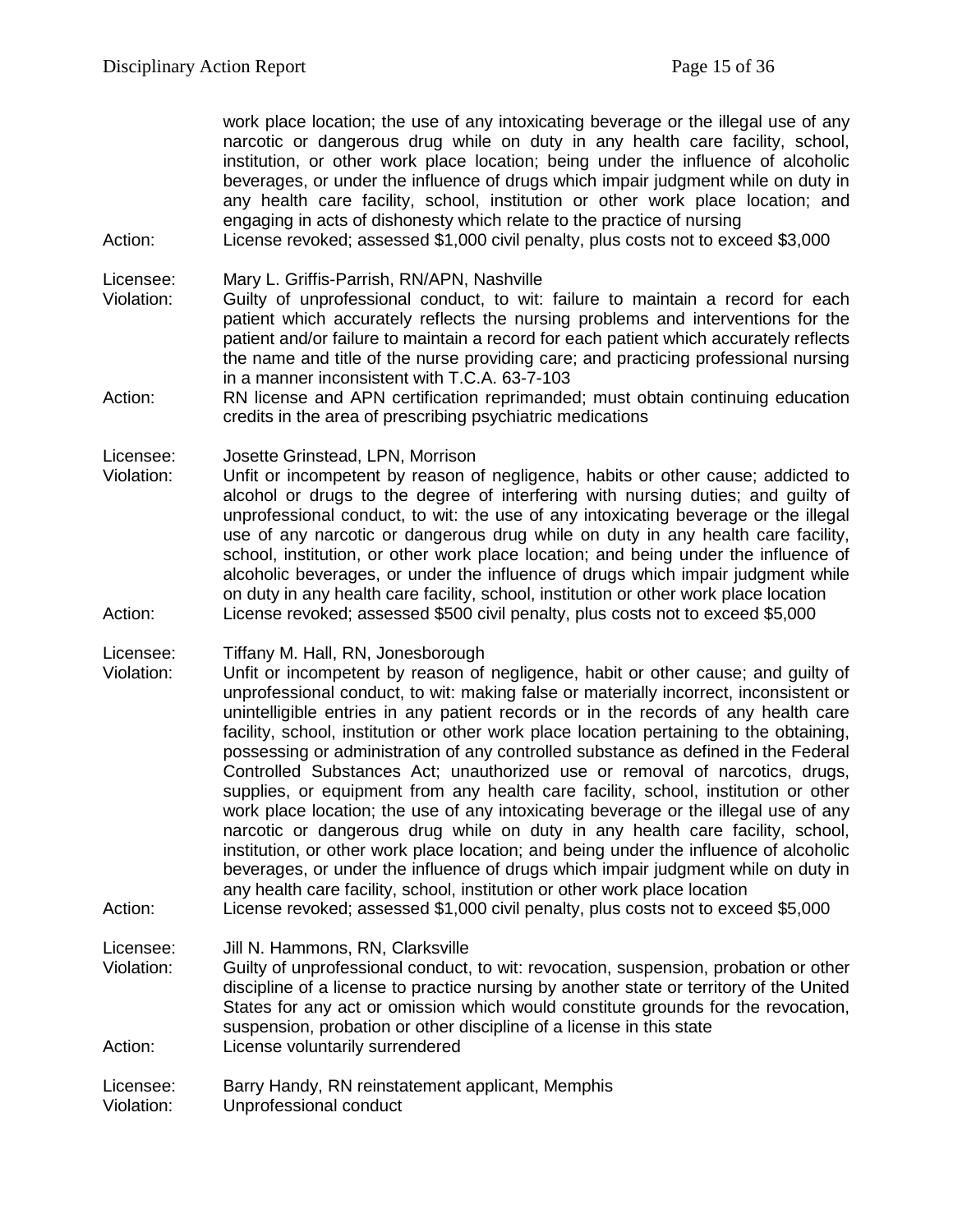work place location; the use of any intoxicating beverage or the illegal use of any narcotic or dangerous drug while on duty in any health care facility, school, institution, or other work place location; being under the influence of alcoholic beverages, or under the influence of drugs which impair judgment while on duty in any health care facility, school, institution or other work place location; and engaging in acts of dishonesty which relate to the practice of nursing

Action: License revoked; assessed $1,000 civil penalty, plus costs not to exceed $3,000

Licensee: Mary L. Griffis-Parrish, RN/APN, Nashville

Violation: Guilty of unprofessional conduct, to wit: failure to maintain a record for each patient which accurately reflects the nursing problems and interventions for the patient and/or failure to maintain a record for each patient which accurately reflects the name and title of the nurse providing care; and practicing professional nursing in a manner inconsistent with T.C.A. 63-7-103

Action: RN license and APN certification reprimanded; must obtain continuing education credits in the area of prescribing psychiatric medications

Licensee: Josette Grinstead, LPN, Morrison

Violation: Unfit or incompetent by reason of negligence, habits or other cause; addicted to alcohol or drugs to the degree of interfering with nursing duties; and guilty of unprofessional conduct, to wit: the use of any intoxicating beverage or the illegal use of any narcotic or dangerous drug while on duty in any health care facility, school, institution, or other work place location; and being under the influence of alcoholic beverages, or under the influence of drugs which impair judgment while on duty in any health care facility, school, institution or other work place location

Action: License revoked; assessed $500 civil penalty, plus costs not to exceed $5,000

Licensee: Tiffany M. Hall, RN, Jonesborough

Violation: Unfit or incompetent by reason of negligence, habit or other cause; and guilty of unprofessional conduct, to wit: making false or materially incorrect, inconsistent or unintelligible entries in any patient records or in the records of any health care facility, school, institution or other work place location pertaining to the obtaining, possessing or administration of any controlled substance as defined in the Federal Controlled Substances Act; unauthorized use or removal of narcotics, drugs, supplies, or equipment from any health care facility, school, institution or other work place location; the use of any intoxicating beverage or the illegal use of any narcotic or dangerous drug while on duty in any health care facility, school, institution, or other work place location; and being under the influence of alcoholic beverages, or under the influence of drugs which impair judgment while on duty in any health care facility, school, institution or other work place location

Action: License revoked; assessed $1,000 civil penalty, plus costs not to exceed $5,000

Licensee: Jill N. Hammons, RN, Clarksville

Violation: Guilty of unprofessional conduct, to wit: revocation, suspension, probation or other discipline of a license to practice nursing by another state or territory of the United States for any act or omission which would constitute grounds for the revocation, suspension, probation or other discipline of a license in this state

Action: License voluntarily surrendered

Licensee: Barry Handy, RN reinstatement applicant, Memphis

Violation: Unprofessional conduct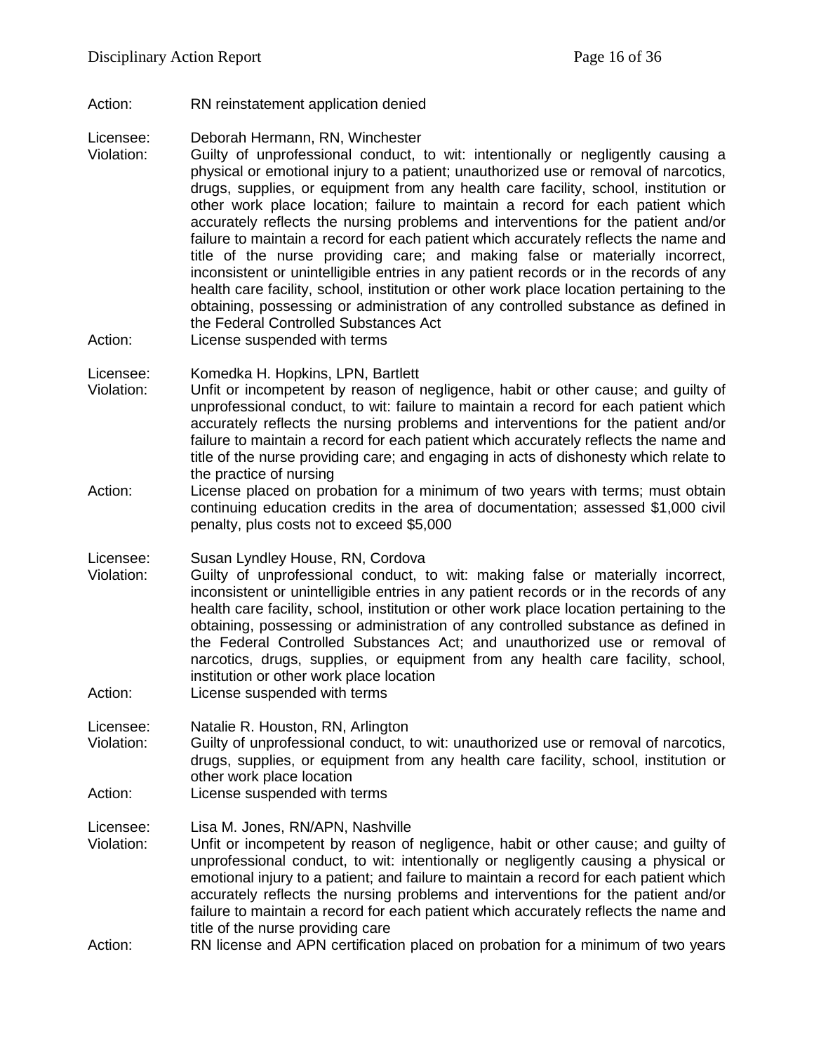Action: RN reinstatement application denied

Licensee: Deborah Hermann, RN, Winchester
Violation: Guilty of unprofessional conduct, to wit: intentionally or negligently causing a physical or emotional injury to a patient; unauthorized use or removal of narcotics, drugs, supplies, or equipment from any health care facility, school, institution or other work place location; failure to maintain a record for each patient which accurately reflects the nursing problems and interventions for the patient and/or failure to maintain a record for each patient which accurately reflects the name and title of the nurse providing care; and making false or materially incorrect, inconsistent or unintelligible entries in any patient records or in the records of any health care facility, school, institution or other work place location pertaining to the obtaining, possessing or administration of any controlled substance as defined in the Federal Controlled Substances Act
Action: License suspended with terms

Licensee: Komedka H. Hopkins, LPN, Bartlett
Violation: Unfit or incompetent by reason of negligence, habit or other cause; and guilty of unprofessional conduct, to wit: failure to maintain a record for each patient which accurately reflects the nursing problems and interventions for the patient and/or failure to maintain a record for each patient which accurately reflects the name and title of the nurse providing care; and engaging in acts of dishonesty which relate to the practice of nursing
Action: License placed on probation for a minimum of two years with terms; must obtain continuing education credits in the area of documentation; assessed $1,000 civil penalty, plus costs not to exceed $5,000

Licensee: Susan Lyndley House, RN, Cordova
Violation: Guilty of unprofessional conduct, to wit: making false or materially incorrect, inconsistent or unintelligible entries in any patient records or in the records of any health care facility, school, institution or other work place location pertaining to the obtaining, possessing or administration of any controlled substance as defined in the Federal Controlled Substances Act; and unauthorized use or removal of narcotics, drugs, supplies, or equipment from any health care facility, school, institution or other work place location
Action: License suspended with terms

Licensee: Natalie R. Houston, RN, Arlington
Violation: Guilty of unprofessional conduct, to wit: unauthorized use or removal of narcotics, drugs, supplies, or equipment from any health care facility, school, institution or other work place location
Action: License suspended with terms

Licensee: Lisa M. Jones, RN/APN, Nashville
Violation: Unfit or incompetent by reason of negligence, habit or other cause; and guilty of unprofessional conduct, to wit: intentionally or negligently causing a physical or emotional injury to a patient; and failure to maintain a record for each patient which accurately reflects the nursing problems and interventions for the patient and/or failure to maintain a record for each patient which accurately reflects the name and title of the nurse providing care
Action: RN license and APN certification placed on probation for a minimum of two years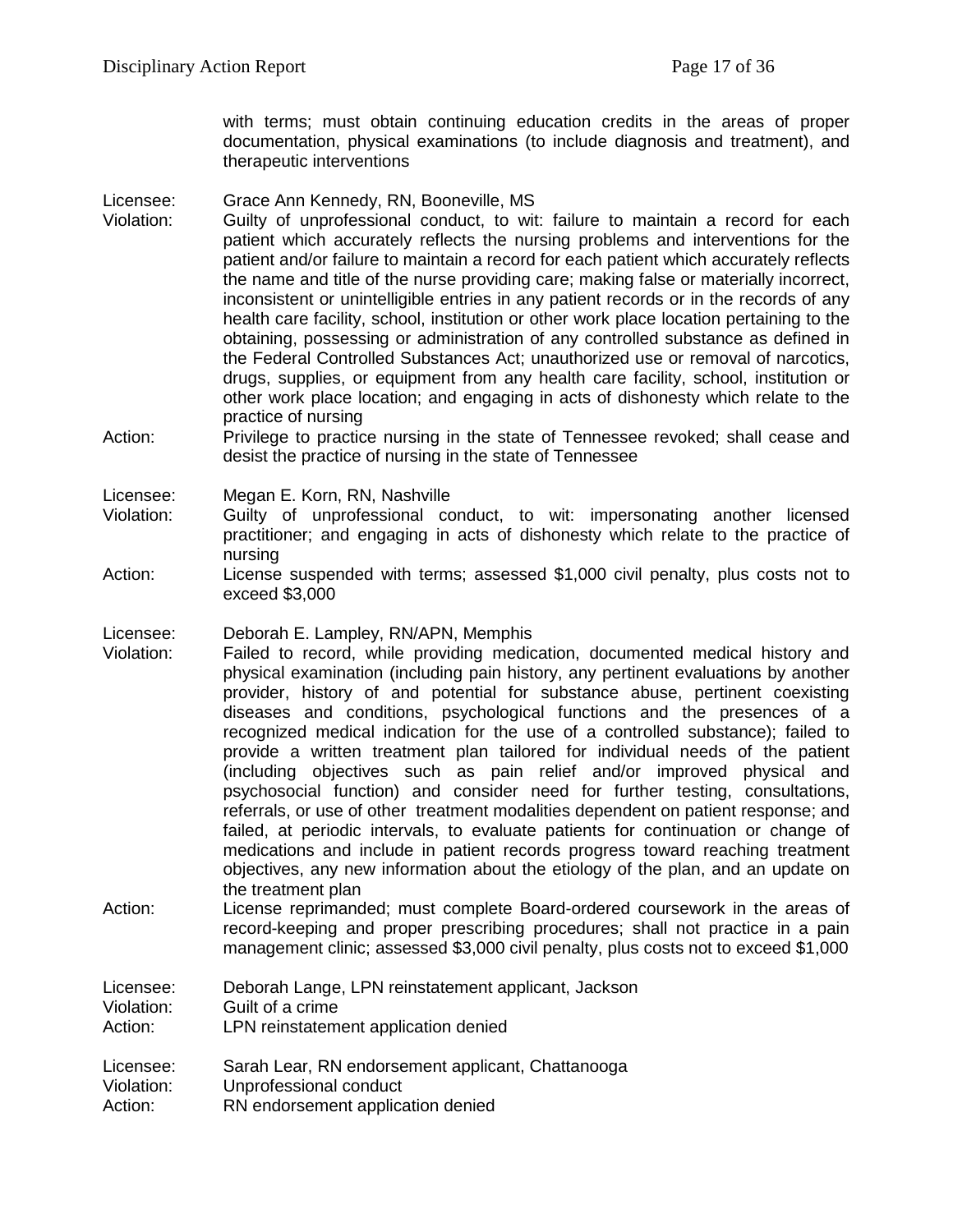with terms; must obtain continuing education credits in the areas of proper documentation, physical examinations (to include diagnosis and treatment), and therapeutic interventions

Licensee: Grace Ann Kennedy, RN, Booneville, MS
Violation: Guilty of unprofessional conduct, to wit: failure to maintain a record for each patient which accurately reflects the nursing problems and interventions for the patient and/or failure to maintain a record for each patient which accurately reflects the name and title of the nurse providing care; making false or materially incorrect, inconsistent or unintelligible entries in any patient records or in the records of any health care facility, school, institution or other work place location pertaining to the obtaining, possessing or administration of any controlled substance as defined in the Federal Controlled Substances Act; unauthorized use or removal of narcotics, drugs, supplies, or equipment from any health care facility, school, institution or other work place location; and engaging in acts of dishonesty which relate to the practice of nursing
Action: Privilege to practice nursing in the state of Tennessee revoked; shall cease and desist the practice of nursing in the state of Tennessee

Licensee: Megan E. Korn, RN, Nashville
Violation: Guilty of unprofessional conduct, to wit: impersonating another licensed practitioner; and engaging in acts of dishonesty which relate to the practice of nursing
Action: License suspended with terms; assessed $1,000 civil penalty, plus costs not to exceed $3,000

Licensee: Deborah E. Lampley, RN/APN, Memphis
Violation: Failed to record, while providing medication, documented medical history and physical examination (including pain history, any pertinent evaluations by another provider, history of and potential for substance abuse, pertinent coexisting diseases and conditions, psychological functions and the presences of a recognized medical indication for the use of a controlled substance); failed to provide a written treatment plan tailored for individual needs of the patient (including objectives such as pain relief and/or improved physical and psychosocial function) and consider need for further testing, consultations, referrals, or use of other treatment modalities dependent on patient response; and failed, at periodic intervals, to evaluate patients for continuation or change of medications and include in patient records progress toward reaching treatment objectives, any new information about the etiology of the plan, and an update on the treatment plan
Action: License reprimanded; must complete Board-ordered coursework in the areas of record-keeping and proper prescribing procedures; shall not practice in a pain management clinic; assessed $3,000 civil penalty, plus costs not to exceed $1,000

Licensee: Deborah Lange, LPN reinstatement applicant, Jackson
Violation: Guilt of a crime
Action: LPN reinstatement application denied

Licensee: Sarah Lear, RN endorsement applicant, Chattanooga
Violation: Unprofessional conduct
Action: RN endorsement application denied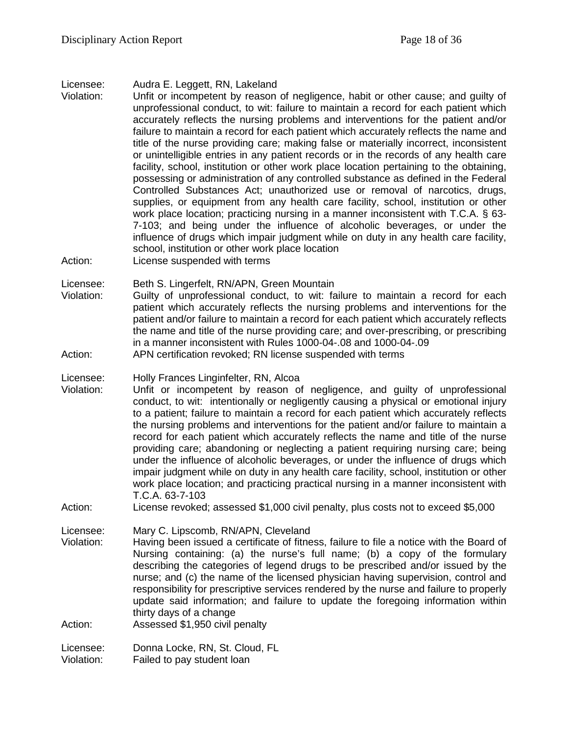Licensee: Audra E. Leggett, RN, Lakeland

Violation: Unfit or incompetent by reason of negligence, habit or other cause; and guilty of unprofessional conduct, to wit: failure to maintain a record for each patient which accurately reflects the nursing problems and interventions for the patient and/or failure to maintain a record for each patient which accurately reflects the name and title of the nurse providing care; making false or materially incorrect, inconsistent or unintelligible entries in any patient records or in the records of any health care facility, school, institution or other work place location pertaining to the obtaining, possessing or administration of any controlled substance as defined in the Federal Controlled Substances Act; unauthorized use or removal of narcotics, drugs, supplies, or equipment from any health care facility, school, institution or other work place location; practicing nursing in a manner inconsistent with T.C.A. § 63-7-103; and being under the influence of alcoholic beverages, or under the influence of drugs which impair judgment while on duty in any health care facility, school, institution or other work place location

Action: License suspended with terms

Licensee: Beth S. Lingerfelt, RN/APN, Green Mountain

Violation: Guilty of unprofessional conduct, to wit: failure to maintain a record for each patient which accurately reflects the nursing problems and interventions for the patient and/or failure to maintain a record for each patient which accurately reflects the name and title of the nurse providing care; and over-prescribing, or prescribing in a manner inconsistent with Rules 1000-04-.08 and 1000-04-.09

Action: APN certification revoked; RN license suspended with terms

Licensee: Holly Frances Linginfelter, RN, Alcoa

Violation: Unfit or incompetent by reason of negligence, and guilty of unprofessional conduct, to wit: intentionally or negligently causing a physical or emotional injury to a patient; failure to maintain a record for each patient which accurately reflects the nursing problems and interventions for the patient and/or failure to maintain a record for each patient which accurately reflects the name and title of the nurse providing care; abandoning or neglecting a patient requiring nursing care; being under the influence of alcoholic beverages, or under the influence of drugs which impair judgment while on duty in any health care facility, school, institution or other work place location; and practicing practical nursing in a manner inconsistent with T.C.A. 63-7-103

Action: License revoked; assessed $1,000 civil penalty, plus costs not to exceed $5,000

Licensee: Mary C. Lipscomb, RN/APN, Cleveland

Violation: Having been issued a certificate of fitness, failure to file a notice with the Board of Nursing containing: (a) the nurse's full name; (b) a copy of the formulary describing the categories of legend drugs to be prescribed and/or issued by the nurse; and (c) the name of the licensed physician having supervision, control and responsibility for prescriptive services rendered by the nurse and failure to properly update said information; and failure to update the foregoing information within thirty days of a change

Action: Assessed $1,950 civil penalty

Licensee: Donna Locke, RN, St. Cloud, FL

Violation: Failed to pay student loan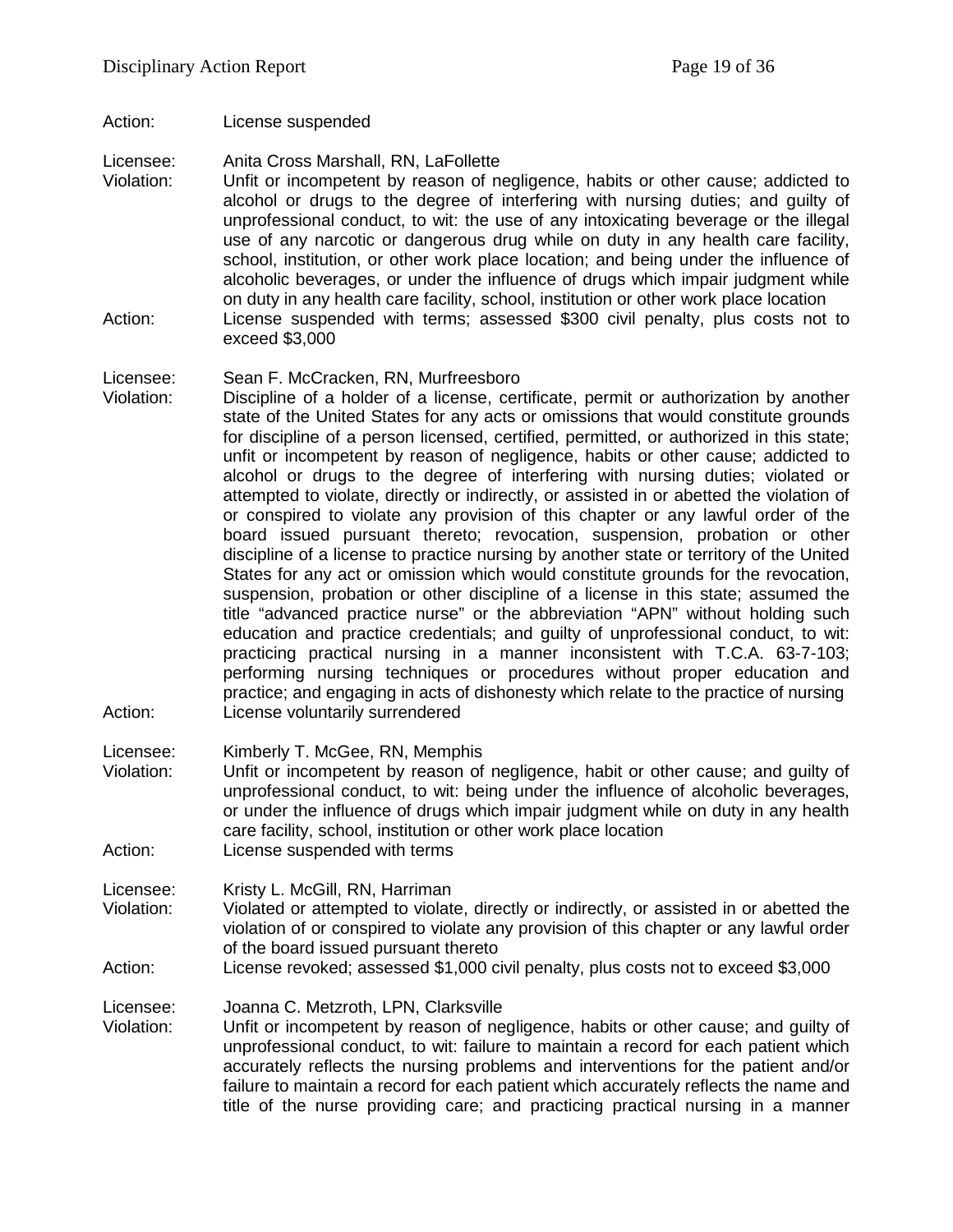Action: License suspended

Licensee: Anita Cross Marshall, RN, LaFollette
Violation: Unfit or incompetent by reason of negligence, habits or other cause; addicted to alcohol or drugs to the degree of interfering with nursing duties; and guilty of unprofessional conduct, to wit: the use of any intoxicating beverage or the illegal use of any narcotic or dangerous drug while on duty in any health care facility, school, institution, or other work place location; and being under the influence of alcoholic beverages, or under the influence of drugs which impair judgment while on duty in any health care facility, school, institution or other work place location
Action: License suspended with terms; assessed $300 civil penalty, plus costs not to exceed $3,000

Licensee: Sean F. McCracken, RN, Murfreesboro
Violation: Discipline of a holder of a license, certificate, permit or authorization by another state of the United States for any acts or omissions that would constitute grounds for discipline of a person licensed, certified, permitted, or authorized in this state; unfit or incompetent by reason of negligence, habits or other cause; addicted to alcohol or drugs to the degree of interfering with nursing duties; violated or attempted to violate, directly or indirectly, or assisted in or abetted the violation of or conspired to violate any provision of this chapter or any lawful order of the board issued pursuant thereto; revocation, suspension, probation or other discipline of a license to practice nursing by another state or territory of the United States for any act or omission which would constitute grounds for the revocation, suspension, probation or other discipline of a license in this state; assumed the title "advanced practice nurse" or the abbreviation "APN" without holding such education and practice credentials; and guilty of unprofessional conduct, to wit: practicing practical nursing in a manner inconsistent with T.C.A. 63-7-103; performing nursing techniques or procedures without proper education and practice; and engaging in acts of dishonesty which relate to the practice of nursing
Action: License voluntarily surrendered

Licensee: Kimberly T. McGee, RN, Memphis
Violation: Unfit or incompetent by reason of negligence, habit or other cause; and guilty of unprofessional conduct, to wit: being under the influence of alcoholic beverages, or under the influence of drugs which impair judgment while on duty in any health care facility, school, institution or other work place location
Action: License suspended with terms

Licensee: Kristy L. McGill, RN, Harriman
Violation: Violated or attempted to violate, directly or indirectly, or assisted in or abetted the violation of or conspired to violate any provision of this chapter or any lawful order of the board issued pursuant thereto
Action: License revoked; assessed $1,000 civil penalty, plus costs not to exceed $3,000

Licensee: Joanna C. Metzroth, LPN, Clarksville
Violation: Unfit or incompetent by reason of negligence, habits or other cause; and guilty of unprofessional conduct, to wit: failure to maintain a record for each patient which accurately reflects the nursing problems and interventions for the patient and/or failure to maintain a record for each patient which accurately reflects the name and title of the nurse providing care; and practicing practical nursing in a manner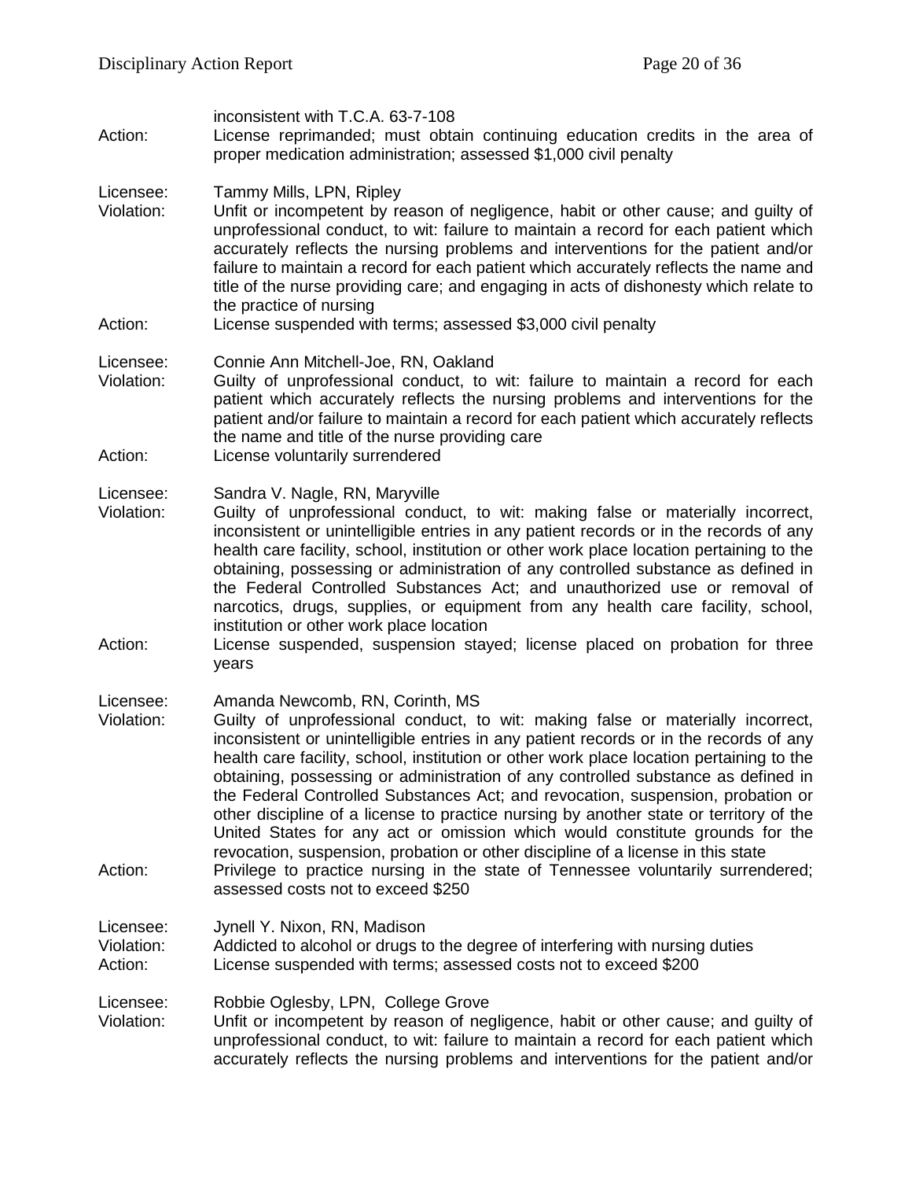inconsistent with T.C.A. 63-7-108

Action: License reprimanded; must obtain continuing education credits in the area of proper medication administration; assessed $1,000 civil penalty

Licensee: Tammy Mills, LPN, Ripley

Violation: Unfit or incompetent by reason of negligence, habit or other cause; and guilty of unprofessional conduct, to wit: failure to maintain a record for each patient which accurately reflects the nursing problems and interventions for the patient and/or failure to maintain a record for each patient which accurately reflects the name and title of the nurse providing care; and engaging in acts of dishonesty which relate to the practice of nursing

Action: License suspended with terms; assessed $3,000 civil penalty

Licensee: Connie Ann Mitchell-Joe, RN, Oakland

Violation: Guilty of unprofessional conduct, to wit: failure to maintain a record for each patient which accurately reflects the nursing problems and interventions for the patient and/or failure to maintain a record for each patient which accurately reflects the name and title of the nurse providing care

Action: License voluntarily surrendered

Licensee: Sandra V. Nagle, RN, Maryville

Violation: Guilty of unprofessional conduct, to wit: making false or materially incorrect, inconsistent or unintelligible entries in any patient records or in the records of any health care facility, school, institution or other work place location pertaining to the obtaining, possessing or administration of any controlled substance as defined in the Federal Controlled Substances Act; and unauthorized use or removal of narcotics, drugs, supplies, or equipment from any health care facility, school, institution or other work place location

Action: License suspended, suspension stayed; license placed on probation for three years

Licensee: Amanda Newcomb, RN, Corinth, MS

Violation: Guilty of unprofessional conduct, to wit: making false or materially incorrect, inconsistent or unintelligible entries in any patient records or in the records of any health care facility, school, institution or other work place location pertaining to the obtaining, possessing or administration of any controlled substance as defined in the Federal Controlled Substances Act; and revocation, suspension, probation or other discipline of a license to practice nursing by another state or territory of the United States for any act or omission which would constitute grounds for the revocation, suspension, probation or other discipline of a license in this state

Action: Privilege to practice nursing in the state of Tennessee voluntarily surrendered; assessed costs not to exceed $250

Licensee: Jynell Y. Nixon, RN, Madison

Violation: Addicted to alcohol or drugs to the degree of interfering with nursing duties

Action: License suspended with terms; assessed costs not to exceed $200

Licensee: Robbie Oglesby, LPN, College Grove

Violation: Unfit or incompetent by reason of negligence, habit or other cause; and guilty of unprofessional conduct, to wit: failure to maintain a record for each patient which accurately reflects the nursing problems and interventions for the patient and/or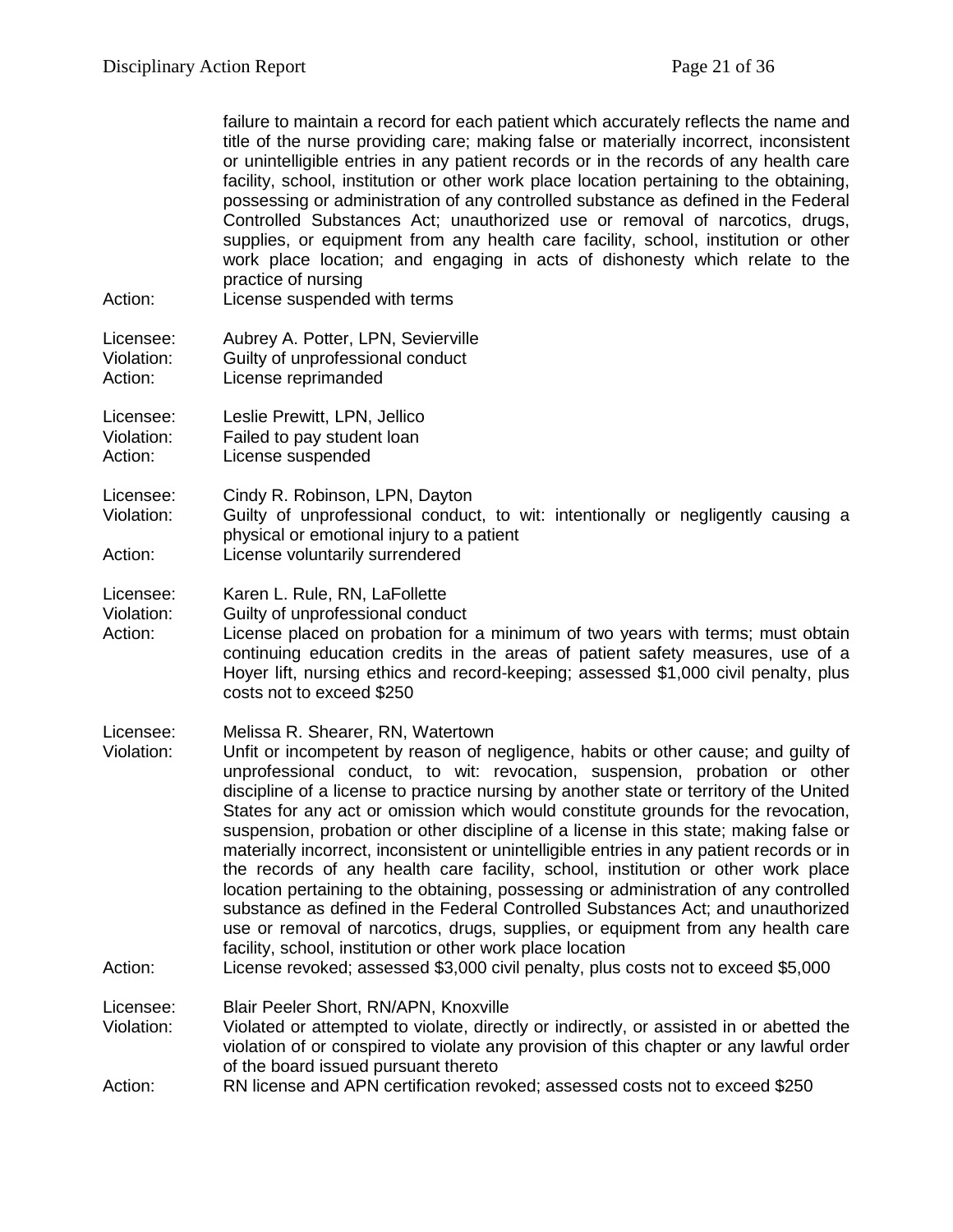failure to maintain a record for each patient which accurately reflects the name and title of the nurse providing care; making false or materially incorrect, inconsistent or unintelligible entries in any patient records or in the records of any health care facility, school, institution or other work place location pertaining to the obtaining, possessing or administration of any controlled substance as defined in the Federal Controlled Substances Act; unauthorized use or removal of narcotics, drugs, supplies, or equipment from any health care facility, school, institution or other work place location; and engaging in acts of dishonesty which relate to the practice of nursing

Action: License suspended with terms

Licensee: Aubrey A. Potter, LPN, Sevierville
Violation: Guilty of unprofessional conduct
Action: License reprimanded

Licensee: Leslie Prewitt, LPN, Jellico
Violation: Failed to pay student loan
Action: License suspended

Licensee: Cindy R. Robinson, LPN, Dayton
Violation: Guilty of unprofessional conduct, to wit: intentionally or negligently causing a physical or emotional injury to a patient
Action: License voluntarily surrendered

Licensee: Karen L. Rule, RN, LaFollette
Violation: Guilty of unprofessional conduct
Action: License placed on probation for a minimum of two years with terms; must obtain continuing education credits in the areas of patient safety measures, use of a Hoyer lift, nursing ethics and record-keeping; assessed $1,000 civil penalty, plus costs not to exceed $250

Licensee: Melissa R. Shearer, RN, Watertown
Violation: Unfit or incompetent by reason of negligence, habits or other cause; and guilty of unprofessional conduct, to wit: revocation, suspension, probation or other discipline of a license to practice nursing by another state or territory of the United States for any act or omission which would constitute grounds for the revocation, suspension, probation or other discipline of a license in this state; making false or materially incorrect, inconsistent or unintelligible entries in any patient records or in the records of any health care facility, school, institution or other work place location pertaining to the obtaining, possessing or administration of any controlled substance as defined in the Federal Controlled Substances Act; and unauthorized use or removal of narcotics, drugs, supplies, or equipment from any health care facility, school, institution or other work place location
Action: License revoked; assessed $3,000 civil penalty, plus costs not to exceed $5,000

Licensee: Blair Peeler Short, RN/APN, Knoxville
Violation: Violated or attempted to violate, directly or indirectly, or assisted in or abetted the violation of or conspired to violate any provision of this chapter or any lawful order of the board issued pursuant thereto
Action: RN license and APN certification revoked; assessed costs not to exceed $250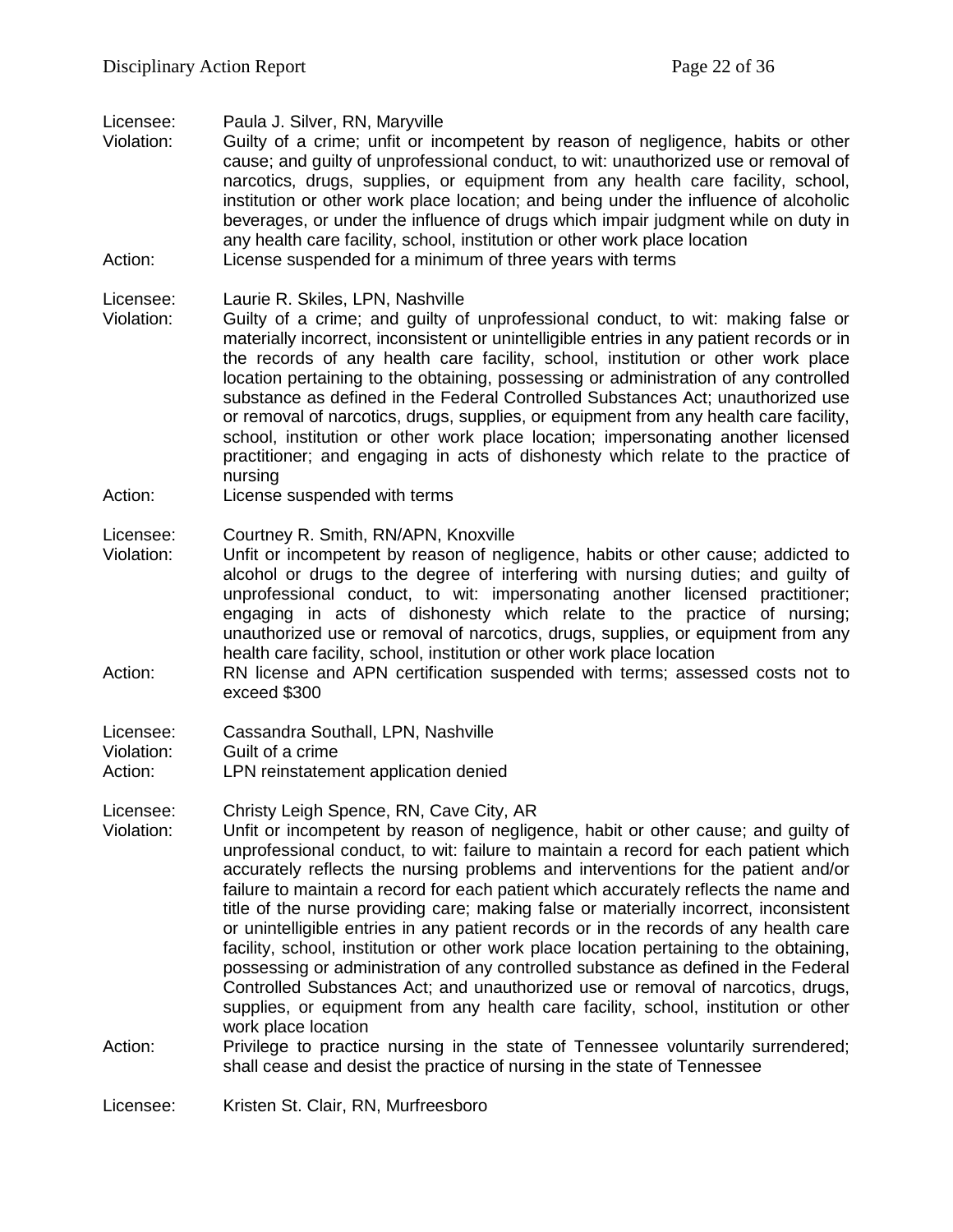Licensee: Paula J. Silver, RN, Maryville
Violation: Guilty of a crime; unfit or incompetent by reason of negligence, habits or other cause; and guilty of unprofessional conduct, to wit: unauthorized use or removal of narcotics, drugs, supplies, or equipment from any health care facility, school, institution or other work place location; and being under the influence of alcoholic beverages, or under the influence of drugs which impair judgment while on duty in any health care facility, school, institution or other work place location
Action: License suspended for a minimum of three years with terms

Licensee: Laurie R. Skiles, LPN, Nashville
Violation: Guilty of a crime; and guilty of unprofessional conduct, to wit: making false or materially incorrect, inconsistent or unintelligible entries in any patient records or in the records of any health care facility, school, institution or other work place location pertaining to the obtaining, possessing or administration of any controlled substance as defined in the Federal Controlled Substances Act; unauthorized use or removal of narcotics, drugs, supplies, or equipment from any health care facility, school, institution or other work place location; impersonating another licensed practitioner; and engaging in acts of dishonesty which relate to the practice of nursing
Action: License suspended with terms

Licensee: Courtney R. Smith, RN/APN, Knoxville
Violation: Unfit or incompetent by reason of negligence, habits or other cause; addicted to alcohol or drugs to the degree of interfering with nursing duties; and guilty of unprofessional conduct, to wit: impersonating another licensed practitioner; engaging in acts of dishonesty which relate to the practice of nursing; unauthorized use or removal of narcotics, drugs, supplies, or equipment from any health care facility, school, institution or other work place location
Action: RN license and APN certification suspended with terms; assessed costs not to exceed $300

Licensee: Cassandra Southall, LPN, Nashville
Violation: Guilt of a crime
Action: LPN reinstatement application denied

Licensee: Christy Leigh Spence, RN, Cave City, AR
Violation: Unfit or incompetent by reason of negligence, habit or other cause; and guilty of unprofessional conduct, to wit: failure to maintain a record for each patient which accurately reflects the nursing problems and interventions for the patient and/or failure to maintain a record for each patient which accurately reflects the name and title of the nurse providing care; making false or materially incorrect, inconsistent or unintelligible entries in any patient records or in the records of any health care facility, school, institution or other work place location pertaining to the obtaining, possessing or administration of any controlled substance as defined in the Federal Controlled Substances Act; and unauthorized use or removal of narcotics, drugs, supplies, or equipment from any health care facility, school, institution or other work place location
Action: Privilege to practice nursing in the state of Tennessee voluntarily surrendered; shall cease and desist the practice of nursing in the state of Tennessee

Licensee: Kristen St. Clair, RN, Murfreesboro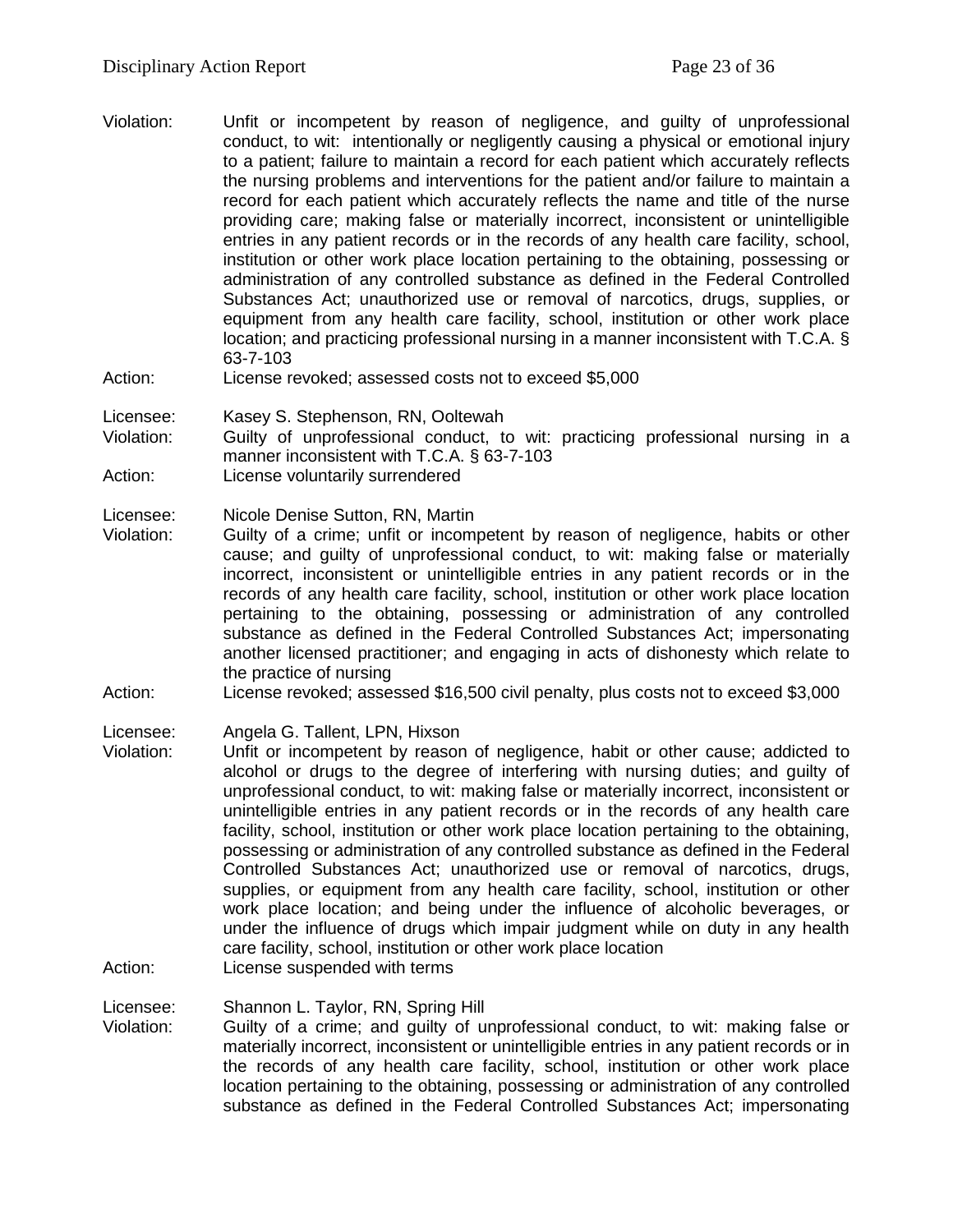Violation: Unfit or incompetent by reason of negligence, and guilty of unprofessional conduct, to wit: intentionally or negligently causing a physical or emotional injury to a patient; failure to maintain a record for each patient which accurately reflects the nursing problems and interventions for the patient and/or failure to maintain a record for each patient which accurately reflects the name and title of the nurse providing care; making false or materially incorrect, inconsistent or unintelligible entries in any patient records or in the records of any health care facility, school, institution or other work place location pertaining to the obtaining, possessing or administration of any controlled substance as defined in the Federal Controlled Substances Act; unauthorized use or removal of narcotics, drugs, supplies, or equipment from any health care facility, school, institution or other work place location; and practicing professional nursing in a manner inconsistent with T.C.A. § 63-7-103

Action: License revoked; assessed costs not to exceed $5,000

Licensee: Kasey S. Stephenson, RN, Ooltewah

Violation: Guilty of unprofessional conduct, to wit: practicing professional nursing in a manner inconsistent with T.C.A. § 63-7-103

Action: License voluntarily surrendered

Licensee: Nicole Denise Sutton, RN, Martin

Violation: Guilty of a crime; unfit or incompetent by reason of negligence, habits or other cause; and guilty of unprofessional conduct, to wit: making false or materially incorrect, inconsistent or unintelligible entries in any patient records or in the records of any health care facility, school, institution or other work place location pertaining to the obtaining, possessing or administration of any controlled substance as defined in the Federal Controlled Substances Act; impersonating another licensed practitioner; and engaging in acts of dishonesty which relate to the practice of nursing

Action: License revoked; assessed $16,500 civil penalty, plus costs not to exceed $3,000

Licensee: Angela G. Tallent, LPN, Hixson

Violation: Unfit or incompetent by reason of negligence, habit or other cause; addicted to alcohol or drugs to the degree of interfering with nursing duties; and guilty of unprofessional conduct, to wit: making false or materially incorrect, inconsistent or unintelligible entries in any patient records or in the records of any health care facility, school, institution or other work place location pertaining to the obtaining, possessing or administration of any controlled substance as defined in the Federal Controlled Substances Act; unauthorized use or removal of narcotics, drugs, supplies, or equipment from any health care facility, school, institution or other work place location; and being under the influence of alcoholic beverages, or under the influence of drugs which impair judgment while on duty in any health care facility, school, institution or other work place location

Action: License suspended with terms

Licensee: Shannon L. Taylor, RN, Spring Hill

Violation: Guilty of a crime; and guilty of unprofessional conduct, to wit: making false or materially incorrect, inconsistent or unintelligible entries in any patient records or in the records of any health care facility, school, institution or other work place location pertaining to the obtaining, possessing or administration of any controlled substance as defined in the Federal Controlled Substances Act; impersonating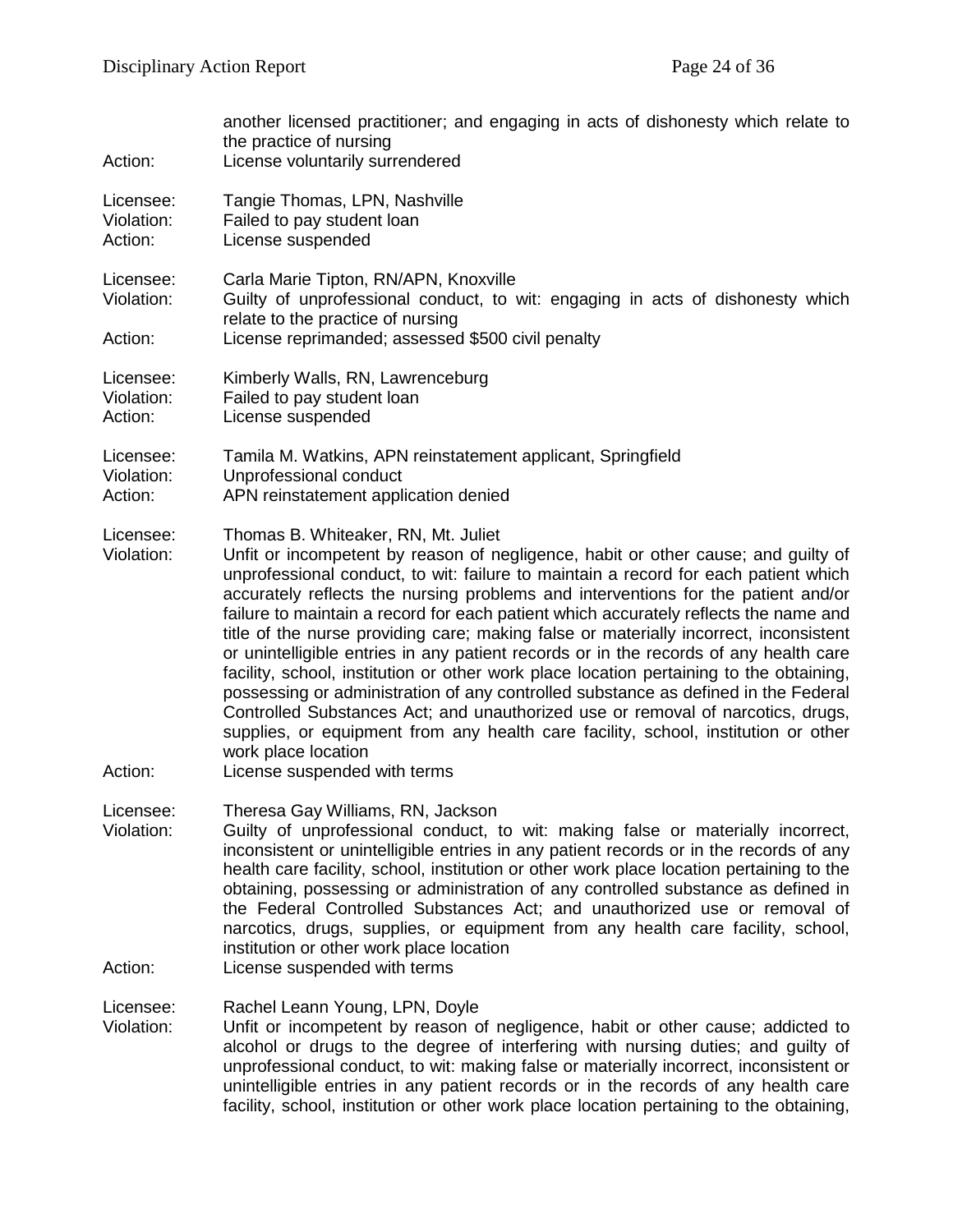another licensed practitioner; and engaging in acts of dishonesty which relate to the practice of nursing

Action: License voluntarily surrendered

Licensee: Tangie Thomas, LPN, Nashville
Violation: Failed to pay student loan
Action: License suspended

Licensee: Carla Marie Tipton, RN/APN, Knoxville
Violation: Guilty of unprofessional conduct, to wit: engaging in acts of dishonesty which relate to the practice of nursing
Action: License reprimanded; assessed $500 civil penalty

Licensee: Kimberly Walls, RN, Lawrenceburg
Violation: Failed to pay student loan
Action: License suspended

Licensee: Tamila M. Watkins, APN reinstatement applicant, Springfield
Violation: Unprofessional conduct
Action: APN reinstatement application denied

Licensee: Thomas B. Whiteaker, RN, Mt. Juliet
Violation: Unfit or incompetent by reason of negligence, habit or other cause; and guilty of unprofessional conduct, to wit: failure to maintain a record for each patient which accurately reflects the nursing problems and interventions for the patient and/or failure to maintain a record for each patient which accurately reflects the name and title of the nurse providing care; making false or materially incorrect, inconsistent or unintelligible entries in any patient records or in the records of any health care facility, school, institution or other work place location pertaining to the obtaining, possessing or administration of any controlled substance as defined in the Federal Controlled Substances Act; and unauthorized use or removal of narcotics, drugs, supplies, or equipment from any health care facility, school, institution or other work place location
Action: License suspended with terms

Licensee: Theresa Gay Williams, RN, Jackson
Violation: Guilty of unprofessional conduct, to wit: making false or materially incorrect, inconsistent or unintelligible entries in any patient records or in the records of any health care facility, school, institution or other work place location pertaining to the obtaining, possessing or administration of any controlled substance as defined in the Federal Controlled Substances Act; and unauthorized use or removal of narcotics, drugs, supplies, or equipment from any health care facility, school, institution or other work place location
Action: License suspended with terms

Licensee: Rachel Leann Young, LPN, Doyle
Violation: Unfit or incompetent by reason of negligence, habit or other cause; addicted to alcohol or drugs to the degree of interfering with nursing duties; and guilty of unprofessional conduct, to wit: making false or materially incorrect, inconsistent or unintelligible entries in any patient records or in the records of any health care facility, school, institution or other work place location pertaining to the obtaining,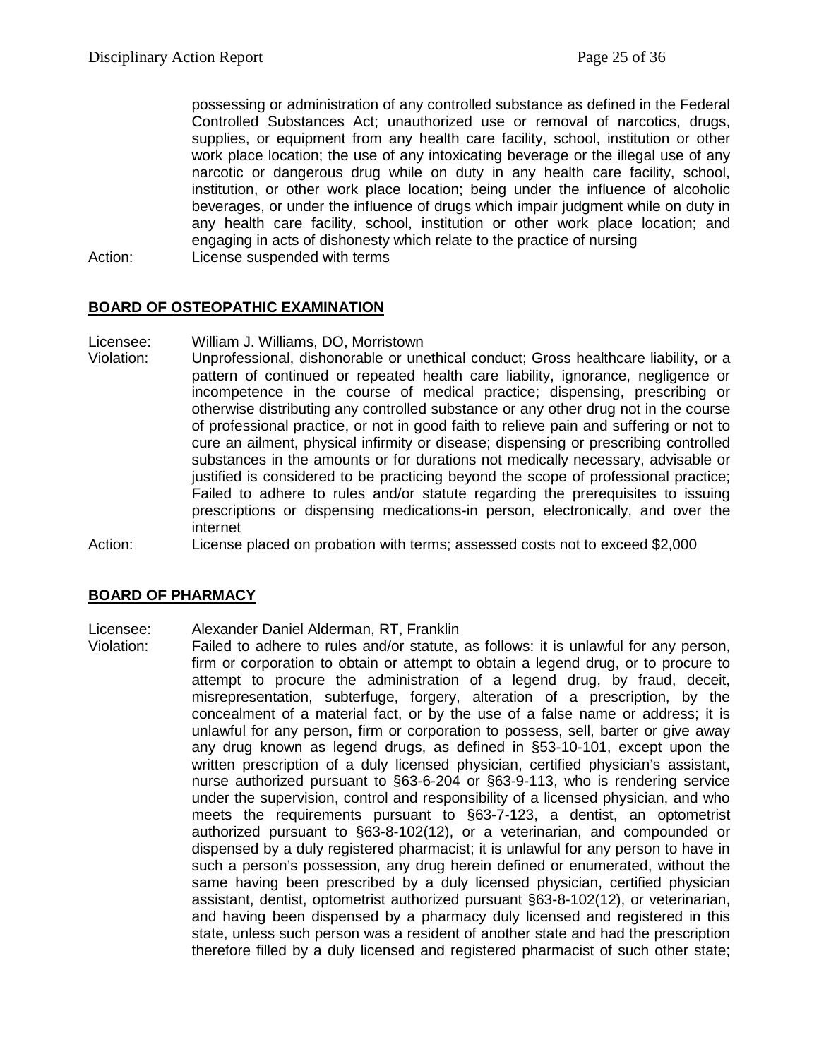possessing or administration of any controlled substance as defined in the Federal Controlled Substances Act; unauthorized use or removal of narcotics, drugs, supplies, or equipment from any health care facility, school, institution or other work place location; the use of any intoxicating beverage or the illegal use of any narcotic or dangerous drug while on duty in any health care facility, school, institution, or other work place location; being under the influence of alcoholic beverages, or under the influence of drugs which impair judgment while on duty in any health care facility, school, institution or other work place location; and engaging in acts of dishonesty which relate to the practice of nursing

Action: License suspended with terms

## BOARD OF OSTEOPATHIC EXAMINATION

Licensee: William J. Williams, DO, Morristown

Violation: Unprofessional, dishonorable or unethical conduct; Gross healthcare liability, or a pattern of continued or repeated health care liability, ignorance, negligence or incompetence in the course of medical practice; dispensing, prescribing or otherwise distributing any controlled substance or any other drug not in the course of professional practice, or not in good faith to relieve pain and suffering or not to cure an ailment, physical infirmity or disease; dispensing or prescribing controlled substances in the amounts or for durations not medically necessary, advisable or justified is considered to be practicing beyond the scope of professional practice; Failed to adhere to rules and/or statute regarding the prerequisites to issuing prescriptions or dispensing medications-in person, electronically, and over the internet

Action: License placed on probation with terms; assessed costs not to exceed $2,000

## BOARD OF PHARMACY

Licensee: Alexander Daniel Alderman, RT, Franklin

Violation: Failed to adhere to rules and/or statute, as follows: it is unlawful for any person, firm or corporation to obtain or attempt to obtain a legend drug, or to procure to attempt to procure the administration of a legend drug, by fraud, deceit, misrepresentation, subterfuge, forgery, alteration of a prescription, by the concealment of a material fact, or by the use of a false name or address; it is unlawful for any person, firm or corporation to possess, sell, barter or give away any drug known as legend drugs, as defined in §53-10-101, except upon the written prescription of a duly licensed physician, certified physician's assistant, nurse authorized pursuant to §63-6-204 or §63-9-113, who is rendering service under the supervision, control and responsibility of a licensed physician, and who meets the requirements pursuant to §63-7-123, a dentist, an optometrist authorized pursuant to §63-8-102(12), or a veterinarian, and compounded or dispensed by a duly registered pharmacist; it is unlawful for any person to have in such a person's possession, any drug herein defined or enumerated, without the same having been prescribed by a duly licensed physician, certified physician assistant, dentist, optometrist authorized pursuant §63-8-102(12), or veterinarian, and having been dispensed by a pharmacy duly licensed and registered in this state, unless such person was a resident of another state and had the prescription therefore filled by a duly licensed and registered pharmacist of such other state;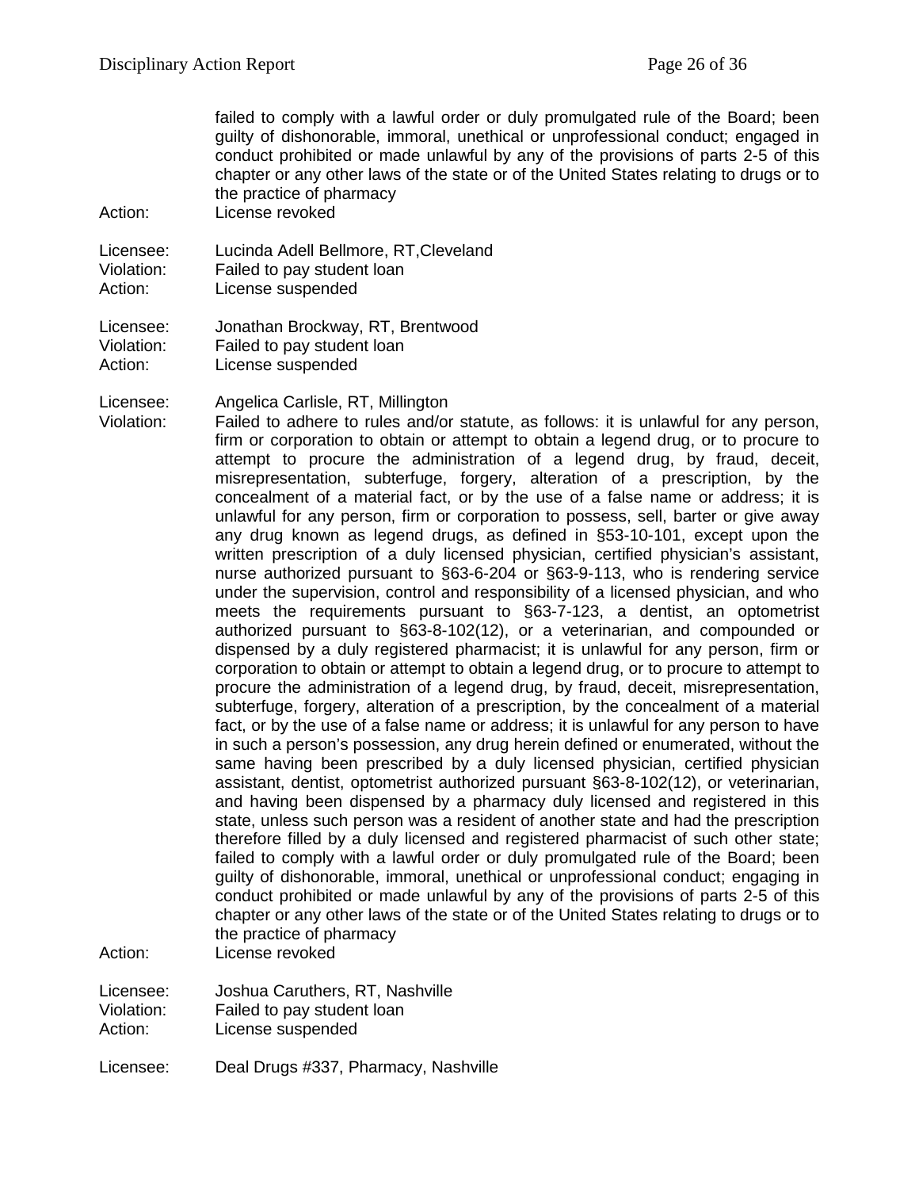failed to comply with a lawful order or duly promulgated rule of the Board; been guilty of dishonorable, immoral, unethical or unprofessional conduct; engaged in conduct prohibited or made unlawful by any of the provisions of parts 2-5 of this chapter or any other laws of the state or of the United States relating to drugs or to the practice of pharmacy

Action: License revoked

Licensee: Lucinda Adell Bellmore, RT,Cleveland
Violation: Failed to pay student loan
Action: License suspended

Licensee: Jonathan Brockway, RT, Brentwood
Violation: Failed to pay student loan
Action: License suspended

Licensee: Angelica Carlisle, RT, Millington
Violation: Failed to adhere to rules and/or statute, as follows: it is unlawful for any person, firm or corporation to obtain or attempt to obtain a legend drug, or to procure to attempt to procure the administration of a legend drug, by fraud, deceit, misrepresentation, subterfuge, forgery, alteration of a prescription, by the concealment of a material fact, or by the use of a false name or address; it is unlawful for any person, firm or corporation to possess, sell, barter or give away any drug known as legend drugs, as defined in §53-10-101, except upon the written prescription of a duly licensed physician, certified physician's assistant, nurse authorized pursuant to §63-6-204 or §63-9-113, who is rendering service under the supervision, control and responsibility of a licensed physician, and who meets the requirements pursuant to §63-7-123, a dentist, an optometrist authorized pursuant to §63-8-102(12), or a veterinarian, and compounded or dispensed by a duly registered pharmacist; it is unlawful for any person, firm or corporation to obtain or attempt to obtain a legend drug, or to procure to attempt to procure the administration of a legend drug, by fraud, deceit, misrepresentation, subterfuge, forgery, alteration of a prescription, by the concealment of a material fact, or by the use of a false name or address; it is unlawful for any person to have in such a person's possession, any drug herein defined or enumerated, without the same having been prescribed by a duly licensed physician, certified physician assistant, dentist, optometrist authorized pursuant §63-8-102(12), or veterinarian, and having been dispensed by a pharmacy duly licensed and registered in this state, unless such person was a resident of another state and had the prescription therefore filled by a duly licensed and registered pharmacist of such other state; failed to comply with a lawful order or duly promulgated rule of the Board; been guilty of dishonorable, immoral, unethical or unprofessional conduct; engaging in conduct prohibited or made unlawful by any of the provisions of parts 2-5 of this chapter or any other laws of the state or of the United States relating to drugs or to the practice of pharmacy
Action: License revoked

Licensee: Joshua Caruthers, RT, Nashville
Violation: Failed to pay student loan
Action: License suspended

Licensee: Deal Drugs #337, Pharmacy, Nashville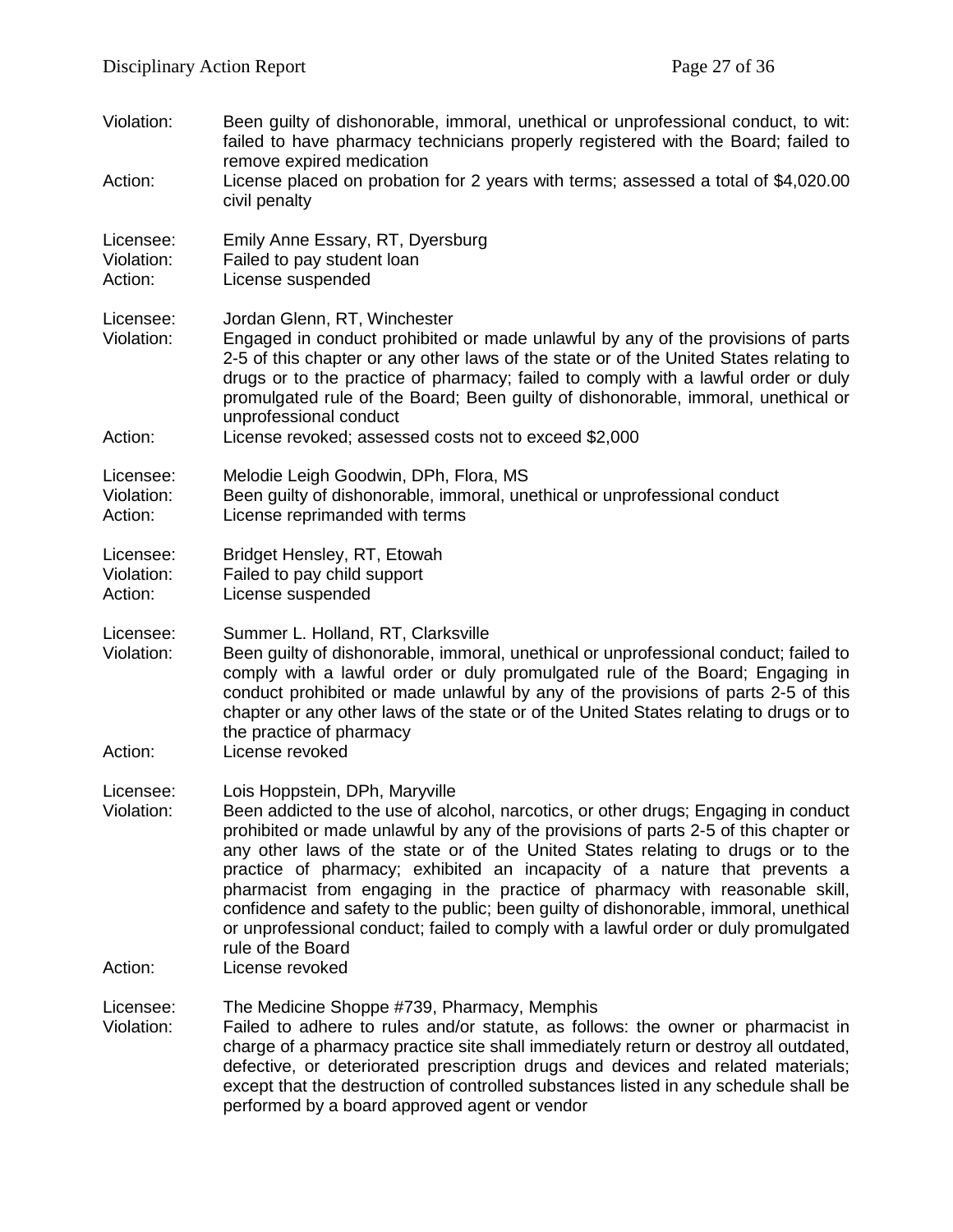Violation: Been guilty of dishonorable, immoral, unethical or unprofessional conduct, to wit: failed to have pharmacy technicians properly registered with the Board; failed to remove expired medication

Action: License placed on probation for 2 years with terms; assessed a total of $4,020.00 civil penalty

Licensee: Emily Anne Essary, RT, Dyersburg

Violation: Failed to pay student loan

Action: License suspended

Licensee: Jordan Glenn, RT, Winchester

Violation: Engaged in conduct prohibited or made unlawful by any of the provisions of parts 2-5 of this chapter or any other laws of the state or of the United States relating to drugs or to the practice of pharmacy; failed to comply with a lawful order or duly promulgated rule of the Board; Been guilty of dishonorable, immoral, unethical or unprofessional conduct

Action: License revoked; assessed costs not to exceed $2,000

Licensee: Melodie Leigh Goodwin, DPh, Flora, MS

Violation: Been guilty of dishonorable, immoral, unethical or unprofessional conduct

Action: License reprimanded with terms

Licensee: Bridget Hensley, RT, Etowah

Violation: Failed to pay child support

Action: License suspended

Licensee: Summer L. Holland, RT, Clarksville

Violation: Been guilty of dishonorable, immoral, unethical or unprofessional conduct; failed to comply with a lawful order or duly promulgated rule of the Board; Engaging in conduct prohibited or made unlawful by any of the provisions of parts 2-5 of this chapter or any other laws of the state or of the United States relating to drugs or to the practice of pharmacy

Action: License revoked

Licensee: Lois Hoppstein, DPh, Maryville

Violation: Been addicted to the use of alcohol, narcotics, or other drugs; Engaging in conduct prohibited or made unlawful by any of the provisions of parts 2-5 of this chapter or any other laws of the state or of the United States relating to drugs or to the practice of pharmacy; exhibited an incapacity of a nature that prevents a pharmacist from engaging in the practice of pharmacy with reasonable skill, confidence and safety to the public; been guilty of dishonorable, immoral, unethical or unprofessional conduct; failed to comply with a lawful order or duly promulgated rule of the Board

Action: License revoked

Licensee: The Medicine Shoppe #739, Pharmacy, Memphis

Violation: Failed to adhere to rules and/or statute, as follows: the owner or pharmacist in charge of a pharmacy practice site shall immediately return or destroy all outdated, defective, or deteriorated prescription drugs and devices and related materials; except that the destruction of controlled substances listed in any schedule shall be performed by a board approved agent or vendor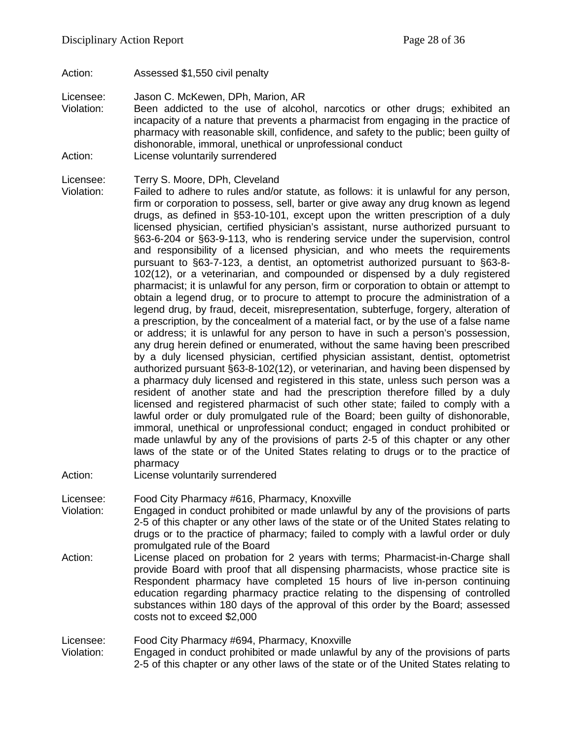Action: Assessed $1,550 civil penalty

Licensee: Jason C. McKewen, DPh, Marion, AR
Violation: Been addicted to the use of alcohol, narcotics or other drugs; exhibited an incapacity of a nature that prevents a pharmacist from engaging in the practice of pharmacy with reasonable skill, confidence, and safety to the public; been guilty of dishonorable, immoral, unethical or unprofessional conduct
Action: License voluntarily surrendered

Licensee: Terry S. Moore, DPh, Cleveland
Violation: Failed to adhere to rules and/or statute, as follows: it is unlawful for any person, firm or corporation to possess, sell, barter or give away any drug known as legend drugs, as defined in §53-10-101, except upon the written prescription of a duly licensed physician, certified physician's assistant, nurse authorized pursuant to §63-6-204 or §63-9-113, who is rendering service under the supervision, control and responsibility of a licensed physician, and who meets the requirements pursuant to §63-7-123, a dentist, an optometrist authorized pursuant to §63-8-102(12), or a veterinarian, and compounded or dispensed by a duly registered pharmacist; it is unlawful for any person, firm or corporation to obtain or attempt to obtain a legend drug, or to procure to attempt to procure the administration of a legend drug, by fraud, deceit, misrepresentation, subterfuge, forgery, alteration of a prescription, by the concealment of a material fact, or by the use of a false name or address; it is unlawful for any person to have in such a person's possession, any drug herein defined or enumerated, without the same having been prescribed by a duly licensed physician, certified physician assistant, dentist, optometrist authorized pursuant §63-8-102(12), or veterinarian, and having been dispensed by a pharmacy duly licensed and registered in this state, unless such person was a resident of another state and had the prescription therefore filled by a duly licensed and registered pharmacist of such other state; failed to comply with a lawful order or duly promulgated rule of the Board; been guilty of dishonorable, immoral, unethical or unprofessional conduct; engaged in conduct prohibited or made unlawful by any of the provisions of parts 2-5 of this chapter or any other laws of the state or of the United States relating to drugs or to the practice of pharmacy
Action: License voluntarily surrendered

Licensee: Food City Pharmacy #616, Pharmacy, Knoxville
Violation: Engaged in conduct prohibited or made unlawful by any of the provisions of parts 2-5 of this chapter or any other laws of the state or of the United States relating to drugs or to the practice of pharmacy; failed to comply with a lawful order or duly promulgated rule of the Board
Action: License placed on probation for 2 years with terms; Pharmacist-in-Charge shall provide Board with proof that all dispensing pharmacists, whose practice site is Respondent pharmacy have completed 15 hours of live in-person continuing education regarding pharmacy practice relating to the dispensing of controlled substances within 180 days of the approval of this order by the Board; assessed costs not to exceed $2,000

Licensee: Food City Pharmacy #694, Pharmacy, Knoxville
Violation: Engaged in conduct prohibited or made unlawful by any of the provisions of parts 2-5 of this chapter or any other laws of the state or of the United States relating to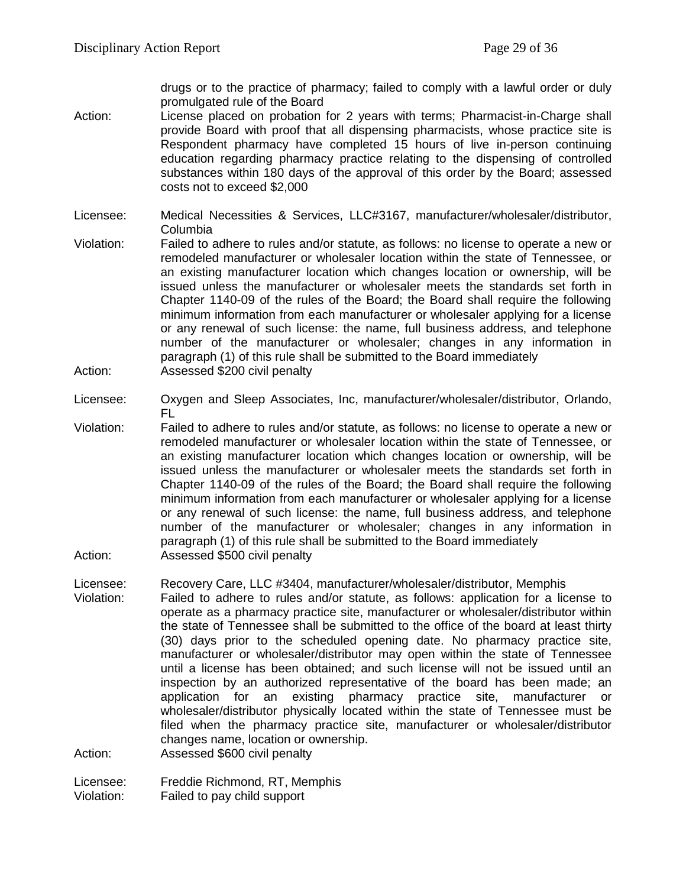drugs or to the practice of pharmacy; failed to comply with a lawful order or duly promulgated rule of the Board

Action: License placed on probation for 2 years with terms; Pharmacist-in-Charge shall provide Board with proof that all dispensing pharmacists, whose practice site is Respondent pharmacy have completed 15 hours of live in-person continuing education regarding pharmacy practice relating to the dispensing of controlled substances within 180 days of the approval of this order by the Board; assessed costs not to exceed $2,000

Licensee: Medical Necessities & Services, LLC#3167, manufacturer/wholesaler/distributor, Columbia

Violation: Failed to adhere to rules and/or statute, as follows: no license to operate a new or remodeled manufacturer or wholesaler location within the state of Tennessee, or an existing manufacturer location which changes location or ownership, will be issued unless the manufacturer or wholesaler meets the standards set forth in Chapter 1140-09 of the rules of the Board; the Board shall require the following minimum information from each manufacturer or wholesaler applying for a license or any renewal of such license: the name, full business address, and telephone number of the manufacturer or wholesaler; changes in any information in paragraph (1) of this rule shall be submitted to the Board immediately

Action: Assessed $200 civil penalty

Licensee: Oxygen and Sleep Associates, Inc, manufacturer/wholesaler/distributor, Orlando, FL

Violation: Failed to adhere to rules and/or statute, as follows: no license to operate a new or remodeled manufacturer or wholesaler location within the state of Tennessee, or an existing manufacturer location which changes location or ownership, will be issued unless the manufacturer or wholesaler meets the standards set forth in Chapter 1140-09 of the rules of the Board; the Board shall require the following minimum information from each manufacturer or wholesaler applying for a license or any renewal of such license: the name, full business address, and telephone number of the manufacturer or wholesaler; changes in any information in paragraph (1) of this rule shall be submitted to the Board immediately

Action: Assessed $500 civil penalty

Licensee: Recovery Care, LLC #3404, manufacturer/wholesaler/distributor, Memphis

Violation: Failed to adhere to rules and/or statute, as follows: application for a license to operate as a pharmacy practice site, manufacturer or wholesaler/distributor within the state of Tennessee shall be submitted to the office of the board at least thirty (30) days prior to the scheduled opening date. No pharmacy practice site, manufacturer or wholesaler/distributor may open within the state of Tennessee until a license has been obtained; and such license will not be issued until an inspection by an authorized representative of the board has been made; an application for an existing pharmacy practice site, manufacturer or wholesaler/distributor physically located within the state of Tennessee must be filed when the pharmacy practice site, manufacturer or wholesaler/distributor changes name, location or ownership.

Action: Assessed $600 civil penalty

Licensee: Freddie Richmond, RT, Memphis

Violation: Failed to pay child support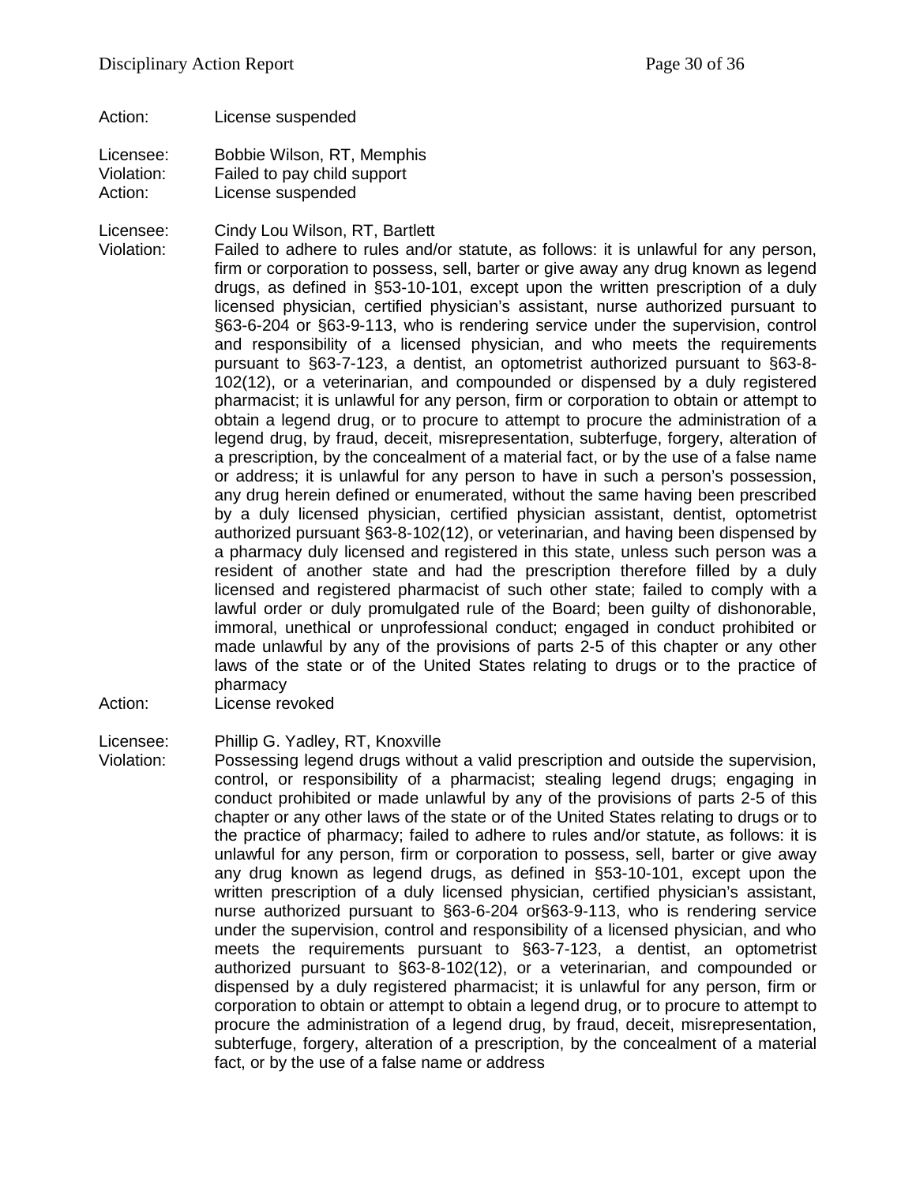Action: License suspended

Licensee: Bobbie Wilson, RT, Memphis
Violation: Failed to pay child support
Action: License suspended

Licensee: Cindy Lou Wilson, RT, Bartlett
Violation: Failed to adhere to rules and/or statute, as follows: it is unlawful for any person, firm or corporation to possess, sell, barter or give away any drug known as legend drugs, as defined in §53-10-101, except upon the written prescription of a duly licensed physician, certified physician's assistant, nurse authorized pursuant to §63-6-204 or §63-9-113, who is rendering service under the supervision, control and responsibility of a licensed physician, and who meets the requirements pursuant to §63-7-123, a dentist, an optometrist authorized pursuant to §63-8-102(12), or a veterinarian, and compounded or dispensed by a duly registered pharmacist; it is unlawful for any person, firm or corporation to obtain or attempt to obtain a legend drug, or to procure to attempt to procure the administration of a legend drug, by fraud, deceit, misrepresentation, subterfuge, forgery, alteration of a prescription, by the concealment of a material fact, or by the use of a false name or address; it is unlawful for any person to have in such a person's possession, any drug herein defined or enumerated, without the same having been prescribed by a duly licensed physician, certified physician assistant, dentist, optometrist authorized pursuant §63-8-102(12), or veterinarian, and having been dispensed by a pharmacy duly licensed and registered in this state, unless such person was a resident of another state and had the prescription therefore filled by a duly licensed and registered pharmacist of such other state; failed to comply with a lawful order or duly promulgated rule of the Board; been guilty of dishonorable, immoral, unethical or unprofessional conduct; engaged in conduct prohibited or made unlawful by any of the provisions of parts 2-5 of this chapter or any other laws of the state or of the United States relating to drugs or to the practice of pharmacy
Action: License revoked

Licensee: Phillip G. Yadley, RT, Knoxville
Violation: Possessing legend drugs without a valid prescription and outside the supervision, control, or responsibility of a pharmacist; stealing legend drugs; engaging in conduct prohibited or made unlawful by any of the provisions of parts 2-5 of this chapter or any other laws of the state or of the United States relating to drugs or to the practice of pharmacy; failed to adhere to rules and/or statute, as follows: it is unlawful for any person, firm or corporation to possess, sell, barter or give away any drug known as legend drugs, as defined in §53-10-101, except upon the written prescription of a duly licensed physician, certified physician's assistant, nurse authorized pursuant to §63-6-204 or§63-9-113, who is rendering service under the supervision, control and responsibility of a licensed physician, and who meets the requirements pursuant to §63-7-123, a dentist, an optometrist authorized pursuant to §63-8-102(12), or a veterinarian, and compounded or dispensed by a duly registered pharmacist; it is unlawful for any person, firm or corporation to obtain or attempt to obtain a legend drug, or to procure to attempt to procure the administration of a legend drug, by fraud, deceit, misrepresentation, subterfuge, forgery, alteration of a prescription, by the concealment of a material fact, or by the use of a false name or address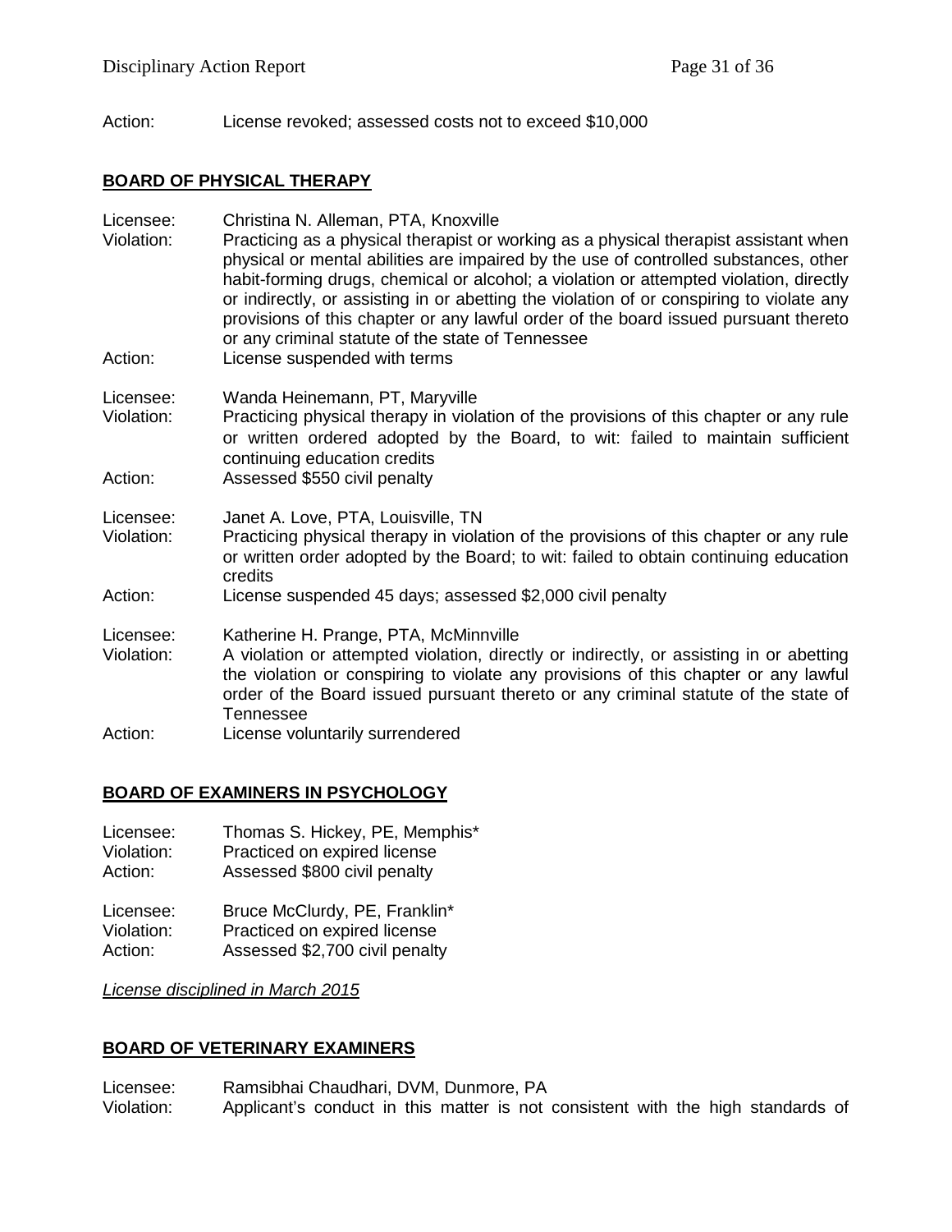Action: License revoked; assessed costs not to exceed $10,000

**BOARD OF PHYSICAL THERAPY**

Licensee: Christina N. Alleman, PTA, Knoxville
Violation: Practicing as a physical therapist or working as a physical therapist assistant when physical or mental abilities are impaired by the use of controlled substances, other habit-forming drugs, chemical or alcohol; a violation or attempted violation, directly or indirectly, or assisting in or abetting the violation of or conspiring to violate any provisions of this chapter or any lawful order of the board issued pursuant thereto or any criminal statute of the state of Tennessee
Action: License suspended with terms

Licensee: Wanda Heinemann, PT, Maryville
Violation: Practicing physical therapy in violation of the provisions of this chapter or any rule or written ordered adopted by the Board, to wit: failed to maintain sufficient continuing education credits
Action: Assessed $550 civil penalty

Licensee: Janet A. Love, PTA, Louisville, TN
Violation: Practicing physical therapy in violation of the provisions of this chapter or any rule or written order adopted by the Board; to wit: failed to obtain continuing education credits
Action: License suspended 45 days; assessed $2,000 civil penalty

Licensee: Katherine H. Prange, PTA, McMinnville
Violation: A violation or attempted violation, directly or indirectly, or assisting in or abetting the violation or conspiring to violate any provisions of this chapter or any lawful order of the Board issued pursuant thereto or any criminal statute of the state of Tennessee
Action: License voluntarily surrendered

**BOARD OF EXAMINERS IN PSYCHOLOGY**

Licensee: Thomas S. Hickey, PE, Memphis*
Violation: Practiced on expired license
Action: Assessed $800 civil penalty

Licensee: Bruce McClurdy, PE, Franklin*
Violation: Practiced on expired license
Action: Assessed $2,700 civil penalty

*License disciplined in March 2015*

**BOARD OF VETERINARY EXAMINERS**

Licensee: Ramsibhai Chaudhari, DVM, Dunmore, PA
Violation: Applicant's conduct in this matter is not consistent with the high standards of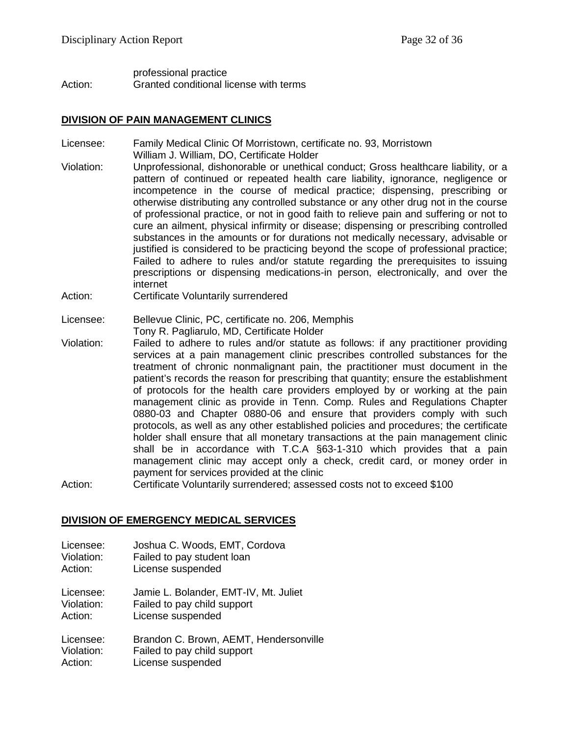professional practice
Action: Granted conditional license with terms

## DIVISION OF PAIN MANAGEMENT CLINICS

Licensee: Family Medical Clinic Of Morristown, certificate no. 93, Morristown
William J. William, DO, Certificate Holder
Violation: Unprofessional, dishonorable or unethical conduct; Gross healthcare liability, or a pattern of continued or repeated health care liability, ignorance, negligence or incompetence in the course of medical practice; dispensing, prescribing or otherwise distributing any controlled substance or any other drug not in the course of professional practice, or not in good faith to relieve pain and suffering or not to cure an ailment, physical infirmity or disease; dispensing or prescribing controlled substances in the amounts or for durations not medically necessary, advisable or justified is considered to be practicing beyond the scope of professional practice; Failed to adhere to rules and/or statute regarding the prerequisites to issuing prescriptions or dispensing medications-in person, electronically, and over the internet
Action: Certificate Voluntarily surrendered

Licensee: Bellevue Clinic, PC, certificate no. 206, Memphis
Tony R. Pagliarulo, MD, Certificate Holder
Violation: Failed to adhere to rules and/or statute as follows: if any practitioner providing services at a pain management clinic prescribes controlled substances for the treatment of chronic nonmalignant pain, the practitioner must document in the patient's records the reason for prescribing that quantity; ensure the establishment of protocols for the health care providers employed by or working at the pain management clinic as provide in Tenn. Comp. Rules and Regulations Chapter 0880-03 and Chapter 0880-06 and ensure that providers comply with such protocols, as well as any other established policies and procedures; the certificate holder shall ensure that all monetary transactions at the pain management clinic shall be in accordance with T.C.A §63-1-310 which provides that a pain management clinic may accept only a check, credit card, or money order in payment for services provided at the clinic
Action: Certificate Voluntarily surrendered; assessed costs not to exceed $100

## DIVISION OF EMERGENCY MEDICAL SERVICES

Licensee: Joshua C. Woods, EMT, Cordova
Violation: Failed to pay student loan
Action: License suspended

Licensee: Jamie L. Bolander, EMT-IV, Mt. Juliet
Violation: Failed to pay child support
Action: License suspended

Licensee: Brandon C. Brown, AEMT, Hendersonville
Violation: Failed to pay child support
Action: License suspended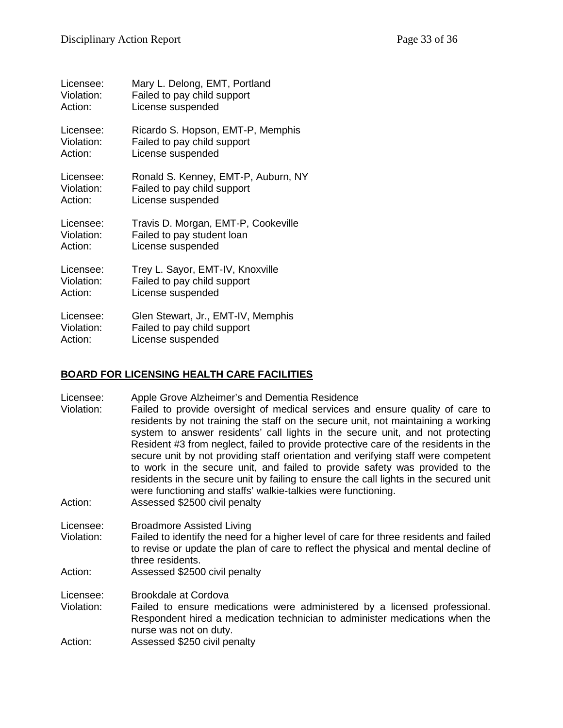Licensee: Mary L. Delong, EMT, Portland
Violation: Failed to pay child support
Action: License suspended

Licensee: Ricardo S. Hopson, EMT-P, Memphis
Violation: Failed to pay child support
Action: License suspended

Licensee: Ronald S. Kenney, EMT-P, Auburn, NY
Violation: Failed to pay child support
Action: License suspended

Licensee: Travis D. Morgan, EMT-P, Cookeville
Violation: Failed to pay student loan
Action: License suspended

Licensee: Trey L. Sayor, EMT-IV, Knoxville
Violation: Failed to pay child support
Action: License suspended

Licensee: Glen Stewart, Jr., EMT-IV, Memphis
Violation: Failed to pay child support
Action: License suspended

**BOARD FOR LICENSING HEALTH CARE FACILITIES**

Licensee: Apple Grove Alzheimer's and Dementia Residence
Violation: Failed to provide oversight of medical services and ensure quality of care to residents by not training the staff on the secure unit, not maintaining a working system to answer residents' call lights in the secure unit, and not protecting Resident #3 from neglect, failed to provide protective care of the residents in the secure unit by not providing staff orientation and verifying staff were competent to work in the secure unit, and failed to provide safety was provided to the residents in the secure unit by failing to ensure the call lights in the secured unit were functioning and staffs' walkie-talkies were functioning.
Action: Assessed $2500 civil penalty

Licensee: Broadmore Assisted Living
Violation: Failed to identify the need for a higher level of care for three residents and failed to revise or update the plan of care to reflect the physical and mental decline of three residents.
Action: Assessed $2500 civil penalty

Licensee: Brookdale at Cordova
Violation: Failed to ensure medications were administered by a licensed professional. Respondent hired a medication technician to administer medications when the nurse was not on duty.
Action: Assessed $250 civil penalty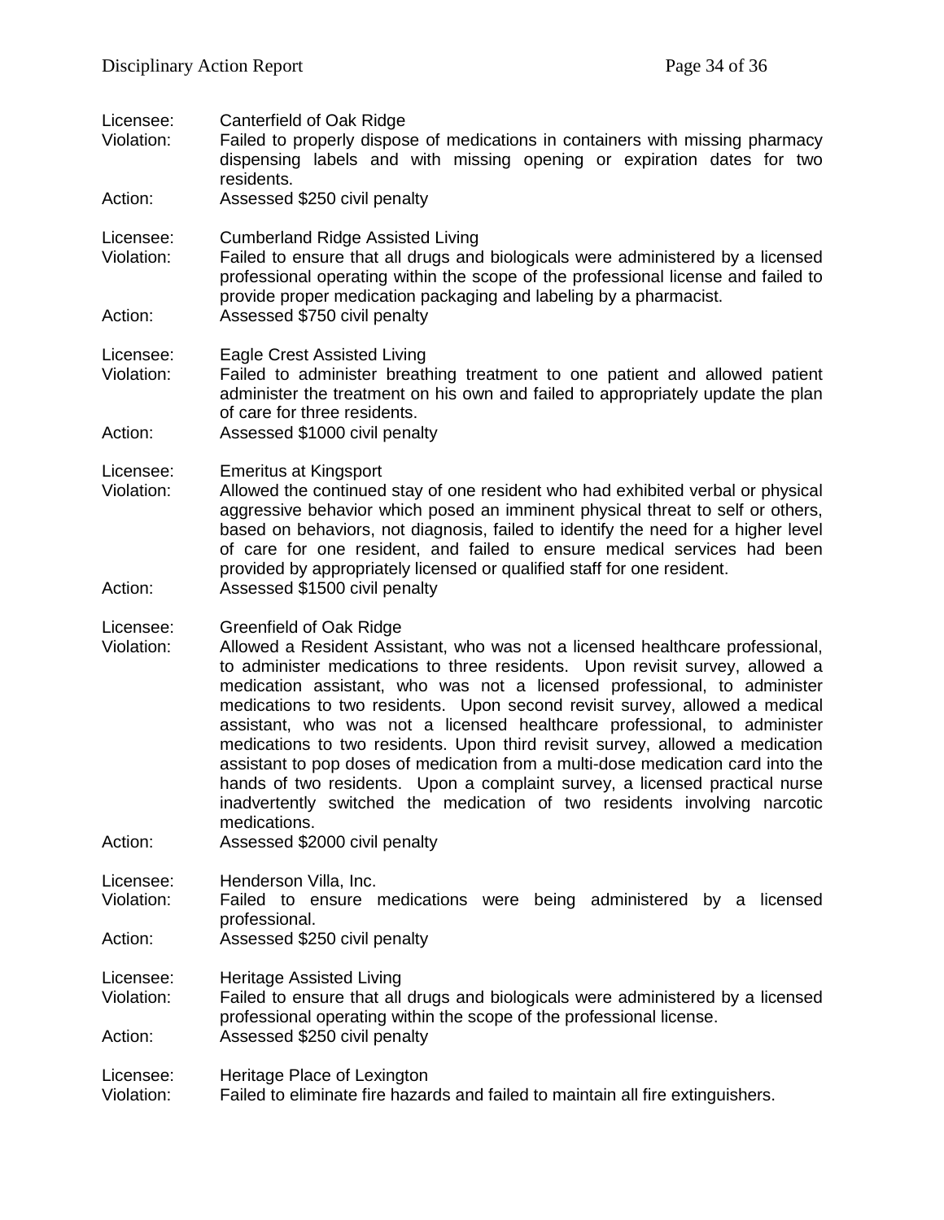Licensee: Canterfield of Oak Ridge
Violation: Failed to properly dispose of medications in containers with missing pharmacy dispensing labels and with missing opening or expiration dates for two residents.
Action: Assessed $250 civil penalty

Licensee: Cumberland Ridge Assisted Living
Violation: Failed to ensure that all drugs and biologicals were administered by a licensed professional operating within the scope of the professional license and failed to provide proper medication packaging and labeling by a pharmacist.
Action: Assessed $750 civil penalty

Licensee: Eagle Crest Assisted Living
Violation: Failed to administer breathing treatment to one patient and allowed patient administer the treatment on his own and failed to appropriately update the plan of care for three residents.
Action: Assessed $1000 civil penalty

Licensee: Emeritus at Kingsport
Violation: Allowed the continued stay of one resident who had exhibited verbal or physical aggressive behavior which posed an imminent physical threat to self or others, based on behaviors, not diagnosis, failed to identify the need for a higher level of care for one resident, and failed to ensure medical services had been provided by appropriately licensed or qualified staff for one resident.
Action: Assessed $1500 civil penalty

Licensee: Greenfield of Oak Ridge
Violation: Allowed a Resident Assistant, who was not a licensed healthcare professional, to administer medications to three residents. Upon revisit survey, allowed a medication assistant, who was not a licensed professional, to administer medications to two residents. Upon second revisit survey, allowed a medical assistant, who was not a licensed healthcare professional, to administer medications to two residents. Upon third revisit survey, allowed a medication assistant to pop doses of medication from a multi-dose medication card into the hands of two residents. Upon a complaint survey, a licensed practical nurse inadvertently switched the medication of two residents involving narcotic medications.
Action: Assessed $2000 civil penalty

Licensee: Henderson Villa, Inc.
Violation: Failed to ensure medications were being administered by a licensed professional.
Action: Assessed $250 civil penalty

Licensee: Heritage Assisted Living
Violation: Failed to ensure that all drugs and biologicals were administered by a licensed professional operating within the scope of the professional license.
Action: Assessed $250 civil penalty

Licensee: Heritage Place of Lexington
Violation: Failed to eliminate fire hazards and failed to maintain all fire extinguishers.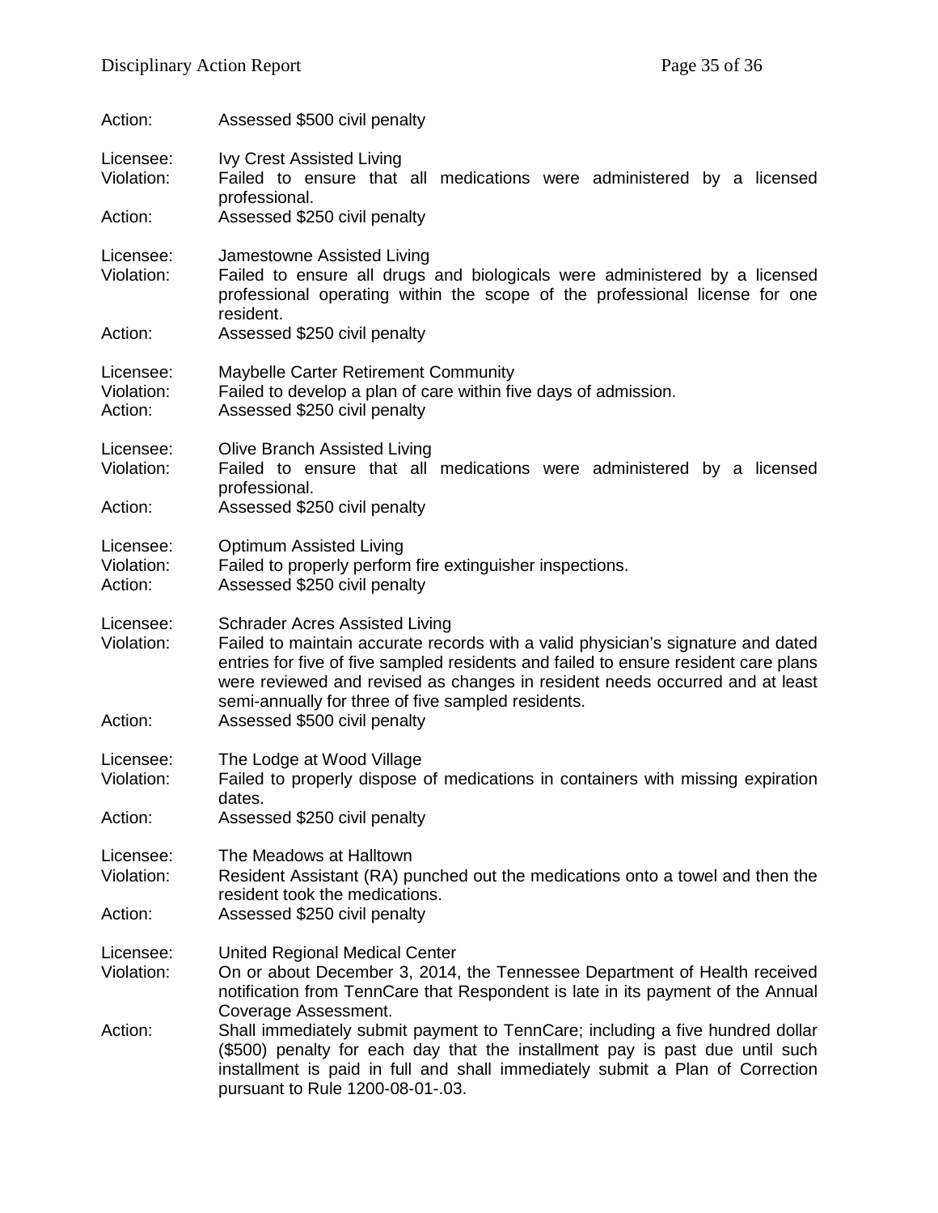Action: Assessed $500 civil penalty

Licensee: Ivy Crest Assisted Living
Violation: Failed to ensure that all medications were administered by a licensed professional.
Action: Assessed $250 civil penalty

Licensee: Jamestowne Assisted Living
Violation: Failed to ensure all drugs and biologicals were administered by a licensed professional operating within the scope of the professional license for one resident.
Action: Assessed $250 civil penalty

Licensee: Maybelle Carter Retirement Community
Violation: Failed to develop a plan of care within five days of admission.
Action: Assessed $250 civil penalty

Licensee: Olive Branch Assisted Living
Violation: Failed to ensure that all medications were administered by a licensed professional.
Action: Assessed $250 civil penalty

Licensee: Optimum Assisted Living
Violation: Failed to properly perform fire extinguisher inspections.
Action: Assessed $250 civil penalty

Licensee: Schrader Acres Assisted Living
Violation: Failed to maintain accurate records with a valid physician's signature and dated entries for five of five sampled residents and failed to ensure resident care plans were reviewed and revised as changes in resident needs occurred and at least semi-annually for three of five sampled residents.
Action: Assessed $500 civil penalty

Licensee: The Lodge at Wood Village
Violation: Failed to properly dispose of medications in containers with missing expiration dates.
Action: Assessed $250 civil penalty

Licensee: The Meadows at Halltown
Violation: Resident Assistant (RA) punched out the medications onto a towel and then the resident took the medications.
Action: Assessed $250 civil penalty

Licensee: United Regional Medical Center
Violation: On or about December 3, 2014, the Tennessee Department of Health received notification from TennCare that Respondent is late in its payment of the Annual Coverage Assessment.
Action: Shall immediately submit payment to TennCare; including a five hundred dollar ($500) penalty for each day that the installment pay is past due until such installment is paid in full and shall immediately submit a Plan of Correction pursuant to Rule 1200-08-01-.03.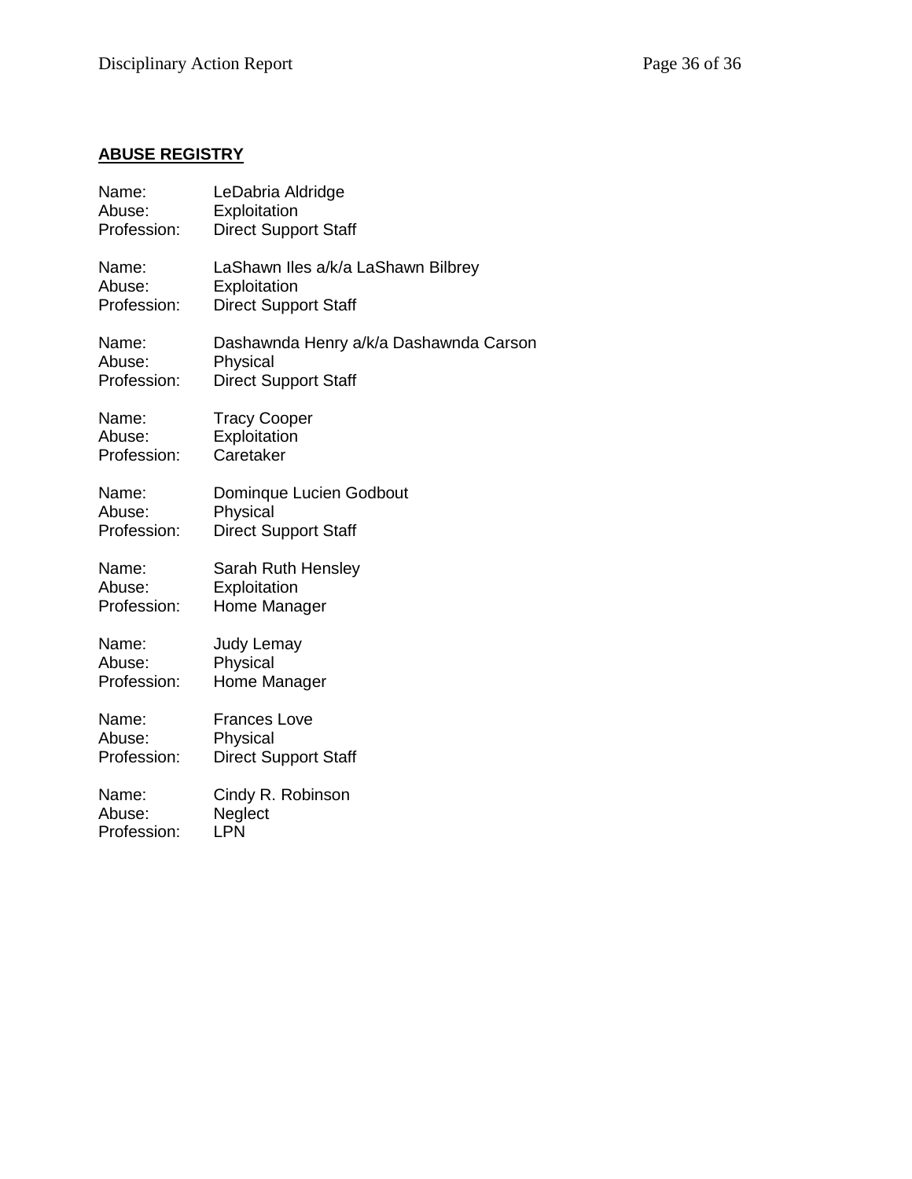**ABUSE REGISTRY**

Name: LeDabria Aldridge
Abuse: Exploitation
Profession: Direct Support Staff

Name: LaShawn Iles a/k/a LaShawn Bilbrey
Abuse: Exploitation
Profession: Direct Support Staff

Name: Dashawnda Henry a/k/a Dashawnda Carson
Abuse: Physical
Profession: Direct Support Staff

Name: Tracy Cooper
Abuse: Exploitation
Profession: Caretaker

Name: Dominque Lucien Godbout
Abuse: Physical
Profession: Direct Support Staff

Name: Sarah Ruth Hensley
Abuse: Exploitation
Profession: Home Manager

Name: Judy Lemay
Abuse: Physical
Profession: Home Manager

Name: Frances Love
Abuse: Physical
Profession: Direct Support Staff

Name: Cindy R. Robinson
Abuse: Neglect
Profession: LPN